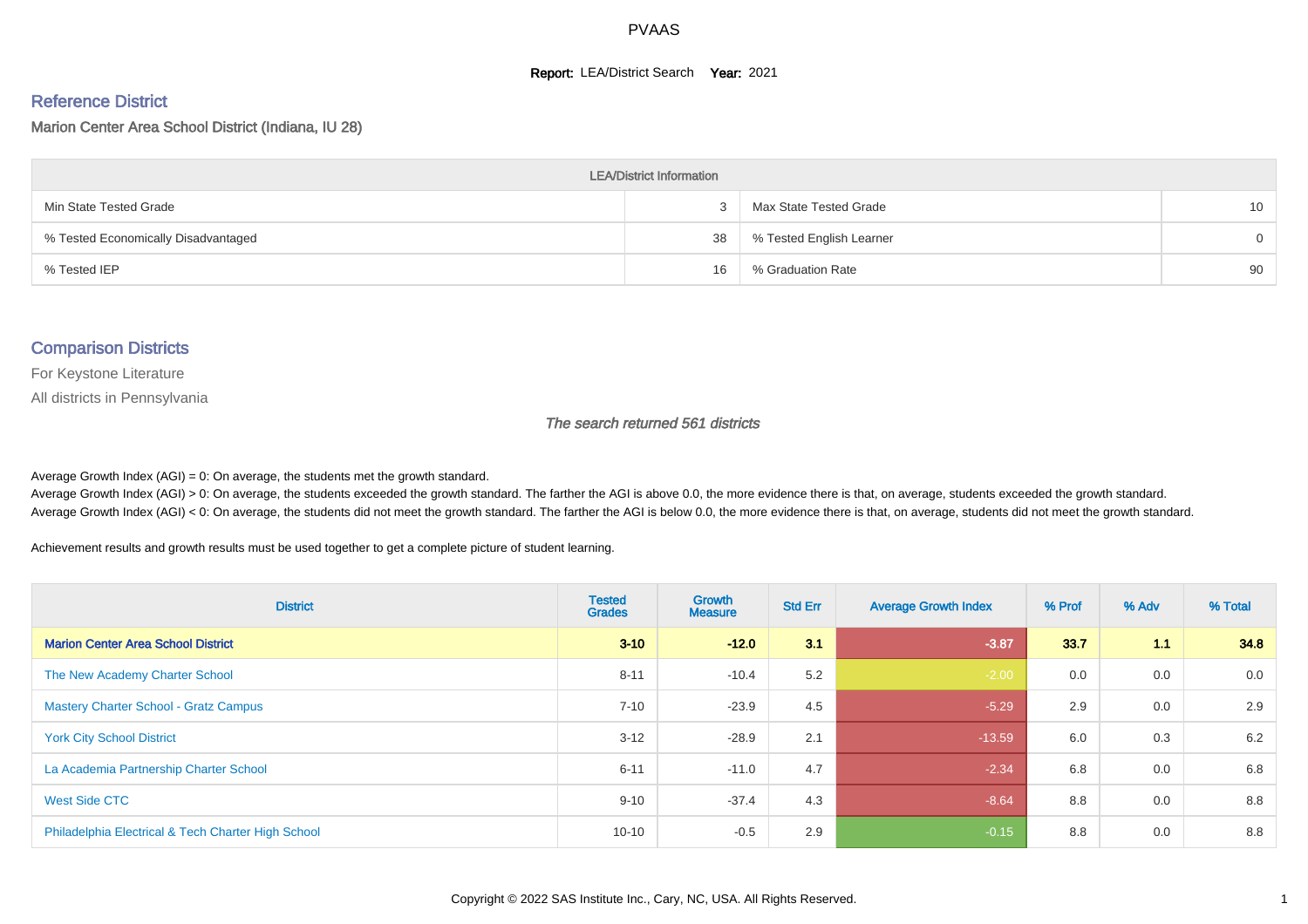# PVAAS

**Report:** LEA/District Search **Year:** 2021

## Reference District

Marion Center Area School District (Indiana, IU 28)

| LEA/District Information | | | |
|---|---|---|---|
| Min State Tested Grade | 3 | Max State Tested Grade | 10 |
| % Tested Economically Disadvantaged | 38 | % Tested English Learner | 0 |
| % Tested IEP | 16 | % Graduation Rate | 90 |

## Comparison Districts

For Keystone Literature

All districts in Pennsylvania

*The search returned 561 districts*

Average Growth Index (AGI) = 0: On average, the students met the growth standard.
Average Growth Index (AGI) > 0: On average, the students exceeded the growth standard. The farther the AGI is above 0.0, the more evidence there is that, on average, students exceeded the growth standard.
Average Growth Index (AGI) < 0: On average, the students did not meet the growth standard. The farther the AGI is below 0.0, the more evidence there is that, on average, students did not meet the growth standard.

Achievement results and growth results must be used together to get a complete picture of student learning.

| District | Tested Grades | Growth Measure | Std Err | Average Growth Index | % Prof | % Adv | % Total |
|---|---|---|---|---|---|---|---|
| **Marion Center Area School District** | **3-10** | **-12.0** | **3.1** | **-3.87** | **33.7** | **1.1** | **34.8** |
| The New Academy Charter School | 8-11 | -10.4 | 5.2 | -2.00 | 0.0 | 0.0 | 0.0 |
| Mastery Charter School - Gratz Campus | 7-10 | -23.9 | 4.5 | -5.29 | 2.9 | 0.0 | 2.9 |
| York City School District | 3-12 | -28.9 | 2.1 | -13.59 | 6.0 | 0.3 | 6.2 |
| La Academia Partnership Charter School | 6-11 | -11.0 | 4.7 | -2.34 | 6.8 | 0.0 | 6.8 |
| West Side CTC | 9-10 | -37.4 | 4.3 | -8.64 | 8.8 | 0.0 | 8.8 |
| Philadelphia Electrical & Tech Charter High School | 10-10 | -0.5 | 2.9 | -0.15 | 8.8 | 0.0 | 8.8 |

Copyright © 2022 SAS Institute Inc., Cary, NC, USA. All Rights Reserved.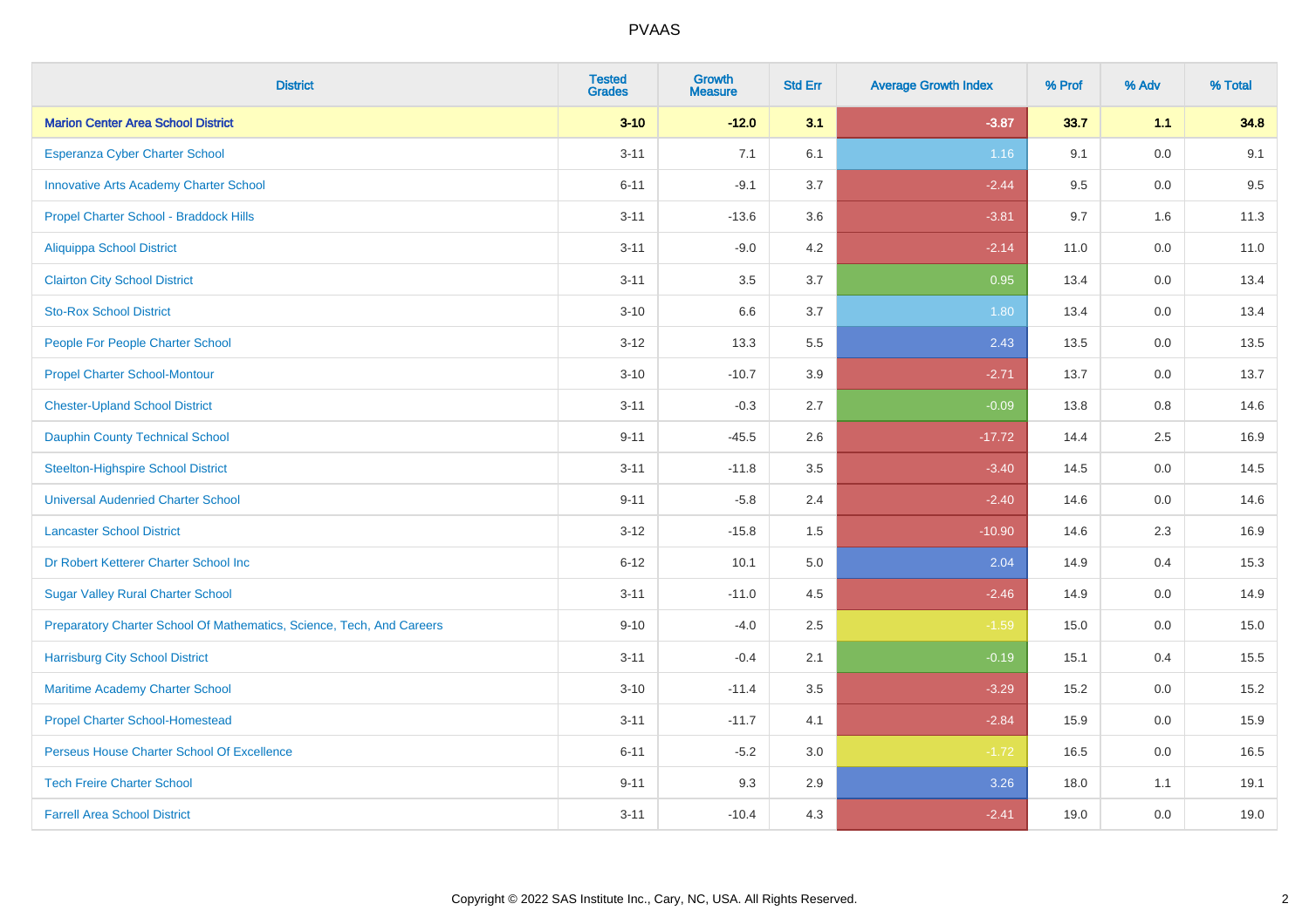# PVAAS

| District | Tested Grades | Growth Measure | Std Err | Average Growth Index | % Prof | % Adv | % Total |
|---|---|---|---|---|---|---|---|
| **Marion Center Area School District** | **3-10** | **-12.0** | **3.1** | **-3.87** | **33.7** | **1.1** | **34.8** |
| Esperanza Cyber Charter School | 3-11 | 7.1 | 6.1 | 1.16 | 9.1 | 0.0 | 9.1 |
| Innovative Arts Academy Charter School | 6-11 | -9.1 | 3.7 | -2.44 | 9.5 | 0.0 | 9.5 |
| Propel Charter School - Braddock Hills | 3-11 | -13.6 | 3.6 | -3.81 | 9.7 | 1.6 | 11.3 |
| Aliquippa School District | 3-11 | -9.0 | 4.2 | -2.14 | 11.0 | 0.0 | 11.0 |
| Clairton City School District | 3-11 | 3.5 | 3.7 | 0.95 | 13.4 | 0.0 | 13.4 |
| Sto-Rox School District | 3-10 | 6.6 | 3.7 | 1.80 | 13.4 | 0.0 | 13.4 |
| People For People Charter School | 3-12 | 13.3 | 5.5 | 2.43 | 13.5 | 0.0 | 13.5 |
| Propel Charter School-Montour | 3-10 | -10.7 | 3.9 | -2.71 | 13.7 | 0.0 | 13.7 |
| Chester-Upland School District | 3-11 | -0.3 | 2.7 | -0.09 | 13.8 | 0.8 | 14.6 |
| Dauphin County Technical School | 9-11 | -45.5 | 2.6 | -17.72 | 14.4 | 2.5 | 16.9 |
| Steelton-Highspire School District | 3-11 | -11.8 | 3.5 | -3.40 | 14.5 | 0.0 | 14.5 |
| Universal Audenried Charter School | 9-11 | -5.8 | 2.4 | -2.40 | 14.6 | 0.0 | 14.6 |
| Lancaster School District | 3-12 | -15.8 | 1.5 | -10.90 | 14.6 | 2.3 | 16.9 |
| Dr Robert Ketterer Charter School Inc | 6-12 | 10.1 | 5.0 | 2.04 | 14.9 | 0.4 | 15.3 |
| Sugar Valley Rural Charter School | 3-11 | -11.0 | 4.5 | -2.46 | 14.9 | 0.0 | 14.9 |
| Preparatory Charter School Of Mathematics, Science, Tech, And Careers | 9-10 | -4.0 | 2.5 | -1.59 | 15.0 | 0.0 | 15.0 |
| Harrisburg City School District | 3-11 | -0.4 | 2.1 | -0.19 | 15.1 | 0.4 | 15.5 |
| Maritime Academy Charter School | 3-10 | -11.4 | 3.5 | -3.29 | 15.2 | 0.0 | 15.2 |
| Propel Charter School-Homestead | 3-11 | -11.7 | 4.1 | -2.84 | 15.9 | 0.0 | 15.9 |
| Perseus House Charter School Of Excellence | 6-11 | -5.2 | 3.0 | -1.72 | 16.5 | 0.0 | 16.5 |
| Tech Freire Charter School | 9-11 | 9.3 | 2.9 | 3.26 | 18.0 | 1.1 | 19.1 |
| Farrell Area School District | 3-11 | -10.4 | 4.3 | -2.41 | 19.0 | 0.0 | 19.0 |

Copyright © 2022 SAS Institute Inc., Cary, NC, USA. All Rights Reserved.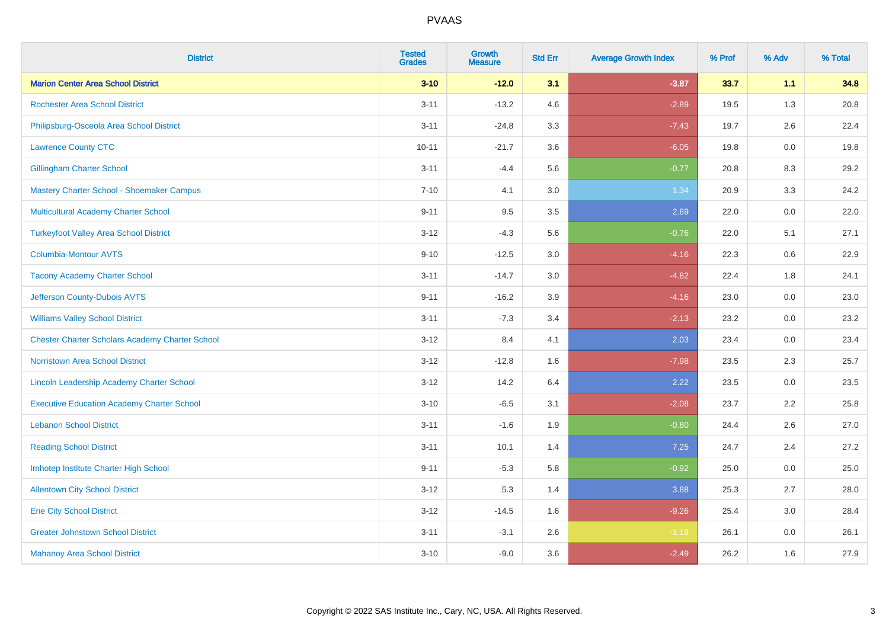| District | Tested Grades | Growth Measure | Std Err | Average Growth Index | % Prof | % Adv | % Total |
|---|---|---|---|---|---|---|---|
| **Marion Center Area School District** | **3-10** | **-12.0** | **3.1** | **-3.87** | **33.7** | **1.1** | **34.8** |
| Rochester Area School District | 3-11 | -13.2 | 4.6 | -2.89 | 19.5 | 1.3 | 20.8 |
| Philipsburg-Osceola Area School District | 3-11 | -24.8 | 3.3 | -7.43 | 19.7 | 2.6 | 22.4 |
| Lawrence County CTC | 10-11 | -21.7 | 3.6 | -6.05 | 19.8 | 0.0 | 19.8 |
| Gillingham Charter School | 3-11 | -4.4 | 5.6 | -0.77 | 20.8 | 8.3 | 29.2 |
| Mastery Charter School - Shoemaker Campus | 7-10 | 4.1 | 3.0 | 1.34 | 20.9 | 3.3 | 24.2 |
| Multicultural Academy Charter School | 9-11 | 9.5 | 3.5 | 2.69 | 22.0 | 0.0 | 22.0 |
| Turkeyfoot Valley Area School District | 3-12 | -4.3 | 5.6 | -0.76 | 22.0 | 5.1 | 27.1 |
| Columbia-Montour AVTS | 9-10 | -12.5 | 3.0 | -4.16 | 22.3 | 0.6 | 22.9 |
| Tacony Academy Charter School | 3-11 | -14.7 | 3.0 | -4.82 | 22.4 | 1.8 | 24.1 |
| Jefferson County-Dubois AVTS | 9-11 | -16.2 | 3.9 | -4.16 | 23.0 | 0.0 | 23.0 |
| Williams Valley School District | 3-11 | -7.3 | 3.4 | -2.13 | 23.2 | 0.0 | 23.2 |
| Chester Charter Scholars Academy Charter School | 3-12 | 8.4 | 4.1 | 2.03 | 23.4 | 0.0 | 23.4 |
| Norristown Area School District | 3-12 | -12.8 | 1.6 | -7.98 | 23.5 | 2.3 | 25.7 |
| Lincoln Leadership Academy Charter School | 3-12 | 14.2 | 6.4 | 2.22 | 23.5 | 0.0 | 23.5 |
| Executive Education Academy Charter School | 3-10 | -6.5 | 3.1 | -2.08 | 23.7 | 2.2 | 25.8 |
| Lebanon School District | 3-11 | -1.6 | 1.9 | -0.80 | 24.4 | 2.6 | 27.0 |
| Reading School District | 3-11 | 10.1 | 1.4 | 7.25 | 24.7 | 2.4 | 27.2 |
| Imhotep Institute Charter High School | 9-11 | -5.3 | 5.8 | -0.92 | 25.0 | 0.0 | 25.0 |
| Allentown City School District | 3-12 | 5.3 | 1.4 | 3.88 | 25.3 | 2.7 | 28.0 |
| Erie City School District | 3-12 | -14.5 | 1.6 | -9.26 | 25.4 | 3.0 | 28.4 |
| Greater Johnstown School District | 3-11 | -3.1 | 2.6 | -1.19 | 26.1 | 0.0 | 26.1 |
| Mahanoy Area School District | 3-10 | -9.0 | 3.6 | -2.49 | 26.2 | 1.6 | 27.9 |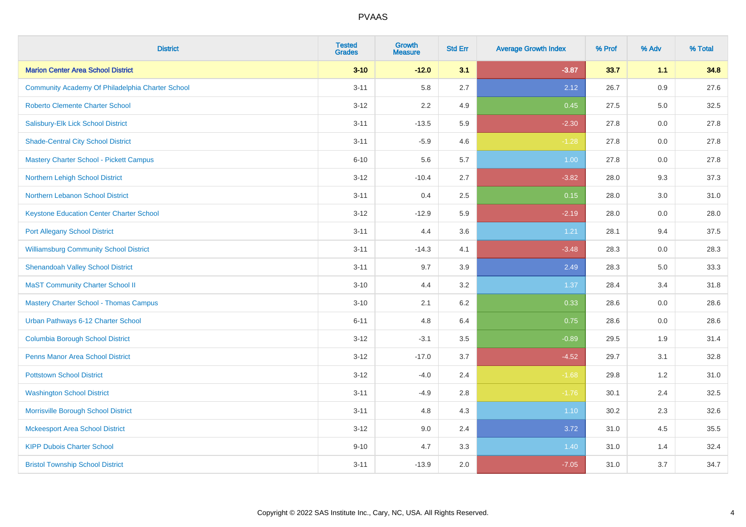PVAAS

| District | Tested Grades | Growth Measure | Std Err | Average Growth Index | % Prof | % Adv | % Total |
|---|---|---|---|---|---|---|---|
| **Marion Center Area School District** | **3-10** | **-12.0** | **3.1** | **-3.87** | **33.7** | **1.1** | **34.8** |
| Community Academy Of Philadelphia Charter School | 3-11 | 5.8 | 2.7 | 2.12 | 26.7 | 0.9 | 27.6 |
| Roberto Clemente Charter School | 3-12 | 2.2 | 4.9 | 0.45 | 27.5 | 5.0 | 32.5 |
| Salisbury-Elk Lick School District | 3-11 | -13.5 | 5.9 | -2.30 | 27.8 | 0.0 | 27.8 |
| Shade-Central City School District | 3-11 | -5.9 | 4.6 | -1.28 | 27.8 | 0.0 | 27.8 |
| Mastery Charter School - Pickett Campus | 6-10 | 5.6 | 5.7 | 1.00 | 27.8 | 0.0 | 27.8 |
| Northern Lehigh School District | 3-12 | -10.4 | 2.7 | -3.82 | 28.0 | 9.3 | 37.3 |
| Northern Lebanon School District | 3-11 | 0.4 | 2.5 | 0.15 | 28.0 | 3.0 | 31.0 |
| Keystone Education Center Charter School | 3-12 | -12.9 | 5.9 | -2.19 | 28.0 | 0.0 | 28.0 |
| Port Allegany School District | 3-11 | 4.4 | 3.6 | 1.21 | 28.1 | 9.4 | 37.5 |
| Williamsburg Community School District | 3-11 | -14.3 | 4.1 | -3.48 | 28.3 | 0.0 | 28.3 |
| Shenandoah Valley School District | 3-11 | 9.7 | 3.9 | 2.49 | 28.3 | 5.0 | 33.3 |
| MaST Community Charter School II | 3-10 | 4.4 | 3.2 | 1.37 | 28.4 | 3.4 | 31.8 |
| Mastery Charter School - Thomas Campus | 3-10 | 2.1 | 6.2 | 0.33 | 28.6 | 0.0 | 28.6 |
| Urban Pathways 6-12 Charter School | 6-11 | 4.8 | 6.4 | 0.75 | 28.6 | 0.0 | 28.6 |
| Columbia Borough School District | 3-12 | -3.1 | 3.5 | -0.89 | 29.5 | 1.9 | 31.4 |
| Penns Manor Area School District | 3-12 | -17.0 | 3.7 | -4.52 | 29.7 | 3.1 | 32.8 |
| Pottstown School District | 3-12 | -4.0 | 2.4 | -1.68 | 29.8 | 1.2 | 31.0 |
| Washington School District | 3-11 | -4.9 | 2.8 | -1.76 | 30.1 | 2.4 | 32.5 |
| Morrisville Borough School District | 3-11 | 4.8 | 4.3 | 1.10 | 30.2 | 2.3 | 32.6 |
| Mckeesport Area School District | 3-12 | 9.0 | 2.4 | 3.72 | 31.0 | 4.5 | 35.5 |
| KIPP Dubois Charter School | 9-10 | 4.7 | 3.3 | 1.40 | 31.0 | 1.4 | 32.4 |
| Bristol Township School District | 3-11 | -13.9 | 2.0 | -7.05 | 31.0 | 3.7 | 34.7 |

Copyright © 2022 SAS Institute Inc., Cary, NC, USA. All Rights Reserved.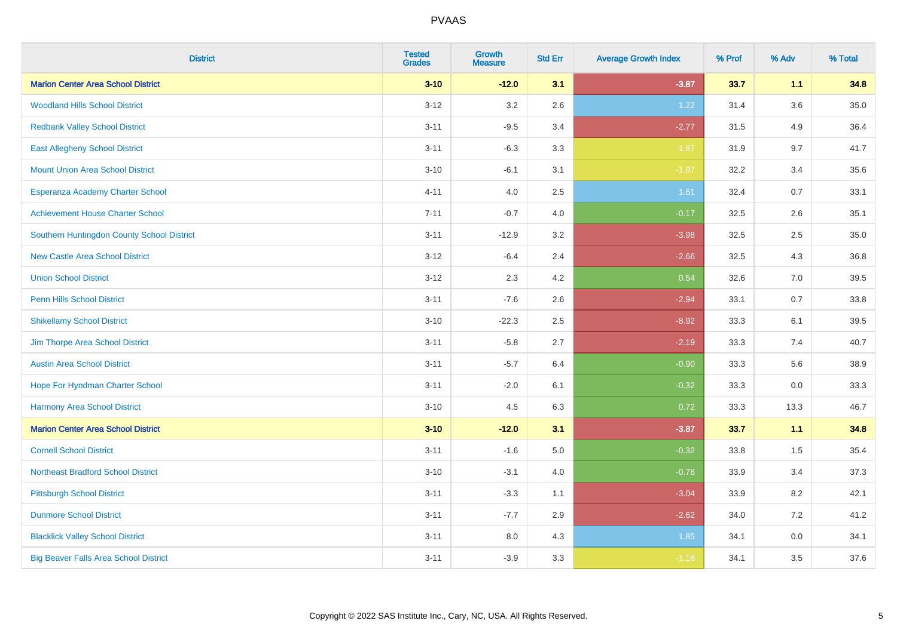# PVAAS

| District | Tested Grades | Growth Measure | Std Err | Average Growth Index | % Prof | % Adv | % Total |
|---|---|---|---|---|---|---|---|
| **Marion Center Area School District** | **3-10** | **-12.0** | **3.1** | **-3.87** | **33.7** | **1.1** | **34.8** |
| Woodland Hills School District | 3-12 | 3.2 | 2.6 | 1.22 | 31.4 | 3.6 | 35.0 |
| Redbank Valley School District | 3-11 | -9.5 | 3.4 | -2.77 | 31.5 | 4.9 | 36.4 |
| East Allegheny School District | 3-11 | -6.3 | 3.3 | -1.87 | 31.9 | 9.7 | 41.7 |
| Mount Union Area School District | 3-10 | -6.1 | 3.1 | -1.97 | 32.2 | 3.4 | 35.6 |
| Esperanza Academy Charter School | 4-11 | 4.0 | 2.5 | 1.61 | 32.4 | 0.7 | 33.1 |
| Achievement House Charter School | 7-11 | -0.7 | 4.0 | -0.17 | 32.5 | 2.6 | 35.1 |
| Southern Huntingdon County School District | 3-11 | -12.9 | 3.2 | -3.98 | 32.5 | 2.5 | 35.0 |
| New Castle Area School District | 3-12 | -6.4 | 2.4 | -2.66 | 32.5 | 4.3 | 36.8 |
| Union School District | 3-12 | 2.3 | 4.2 | 0.54 | 32.6 | 7.0 | 39.5 |
| Penn Hills School District | 3-11 | -7.6 | 2.6 | -2.94 | 33.1 | 0.7 | 33.8 |
| Shikellamy School District | 3-10 | -22.3 | 2.5 | -8.92 | 33.3 | 6.1 | 39.5 |
| Jim Thorpe Area School District | 3-11 | -5.8 | 2.7 | -2.19 | 33.3 | 7.4 | 40.7 |
| Austin Area School District | 3-11 | -5.7 | 6.4 | -0.90 | 33.3 | 5.6 | 38.9 |
| Hope For Hyndman Charter School | 3-11 | -2.0 | 6.1 | -0.32 | 33.3 | 0.0 | 33.3 |
| Harmony Area School District | 3-10 | 4.5 | 6.3 | 0.72 | 33.3 | 13.3 | 46.7 |
| **Marion Center Area School District** | **3-10** | **-12.0** | **3.1** | **-3.87** | **33.7** | **1.1** | **34.8** |
| Cornell School District | 3-11 | -1.6 | 5.0 | -0.32 | 33.8 | 1.5 | 35.4 |
| Northeast Bradford School District | 3-10 | -3.1 | 4.0 | -0.78 | 33.9 | 3.4 | 37.3 |
| Pittsburgh School District | 3-11 | -3.3 | 1.1 | -3.04 | 33.9 | 8.2 | 42.1 |
| Dunmore School District | 3-11 | -7.7 | 2.9 | -2.62 | 34.0 | 7.2 | 41.2 |
| Blacklick Valley School District | 3-11 | 8.0 | 4.3 | 1.85 | 34.1 | 0.0 | 34.1 |
| Big Beaver Falls Area School District | 3-11 | -3.9 | 3.3 | -1.18 | 34.1 | 3.5 | 37.6 |

Copyright © 2022 SAS Institute Inc., Cary, NC, USA. All Rights Reserved.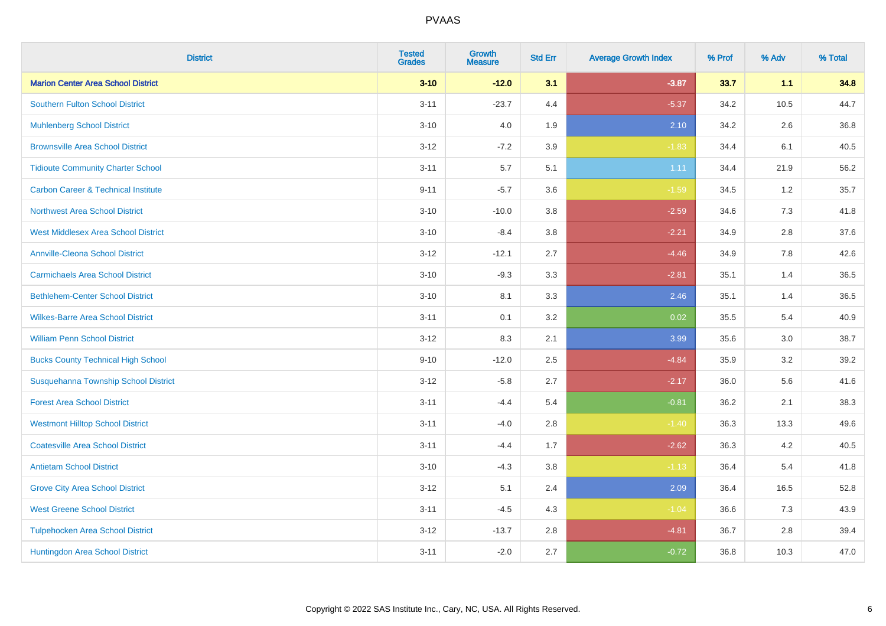| District | Tested Grades | Growth Measure | Std Err | Average Growth Index | % Prof | % Adv | % Total |
|---|---|---|---|---|---|---|---|
| **Marion Center Area School District** | **3-10** | **-12.0** | **3.1** | **-3.87** | **33.7** | **1.1** | **34.8** |
| Southern Fulton School District | 3-11 | -23.7 | 4.4 | -5.37 | 34.2 | 10.5 | 44.7 |
| Muhlenberg School District | 3-10 | 4.0 | 1.9 | 2.10 | 34.2 | 2.6 | 36.8 |
| Brownsville Area School District | 3-12 | -7.2 | 3.9 | -1.83 | 34.4 | 6.1 | 40.5 |
| Tidioute Community Charter School | 3-11 | 5.7 | 5.1 | 1.11 | 34.4 | 21.9 | 56.2 |
| Carbon Career & Technical Institute | 9-11 | -5.7 | 3.6 | -1.59 | 34.5 | 1.2 | 35.7 |
| Northwest Area School District | 3-10 | -10.0 | 3.8 | -2.59 | 34.6 | 7.3 | 41.8 |
| West Middlesex Area School District | 3-10 | -8.4 | 3.8 | -2.21 | 34.9 | 2.8 | 37.6 |
| Annville-Cleona School District | 3-12 | -12.1 | 2.7 | -4.46 | 34.9 | 7.8 | 42.6 |
| Carmichaels Area School District | 3-10 | -9.3 | 3.3 | -2.81 | 35.1 | 1.4 | 36.5 |
| Bethlehem-Center School District | 3-10 | 8.1 | 3.3 | 2.46 | 35.1 | 1.4 | 36.5 |
| Wilkes-Barre Area School District | 3-11 | 0.1 | 3.2 | 0.02 | 35.5 | 5.4 | 40.9 |
| William Penn School District | 3-12 | 8.3 | 2.1 | 3.99 | 35.6 | 3.0 | 38.7 |
| Bucks County Technical High School | 9-10 | -12.0 | 2.5 | -4.84 | 35.9 | 3.2 | 39.2 |
| Susquehanna Township School District | 3-12 | -5.8 | 2.7 | -2.17 | 36.0 | 5.6 | 41.6 |
| Forest Area School District | 3-11 | -4.4 | 5.4 | -0.81 | 36.2 | 2.1 | 38.3 |
| Westmont Hilltop School District | 3-11 | -4.0 | 2.8 | -1.40 | 36.3 | 13.3 | 49.6 |
| Coatesville Area School District | 3-11 | -4.4 | 1.7 | -2.62 | 36.3 | 4.2 | 40.5 |
| Antietam School District | 3-10 | -4.3 | 3.8 | -1.13 | 36.4 | 5.4 | 41.8 |
| Grove City Area School District | 3-12 | 5.1 | 2.4 | 2.09 | 36.4 | 16.5 | 52.8 |
| West Greene School District | 3-11 | -4.5 | 4.3 | -1.04 | 36.6 | 7.3 | 43.9 |
| Tulpehocken Area School District | 3-12 | -13.7 | 2.8 | -4.81 | 36.7 | 2.8 | 39.4 |
| Huntingdon Area School District | 3-11 | -2.0 | 2.7 | -0.72 | 36.8 | 10.3 | 47.0 |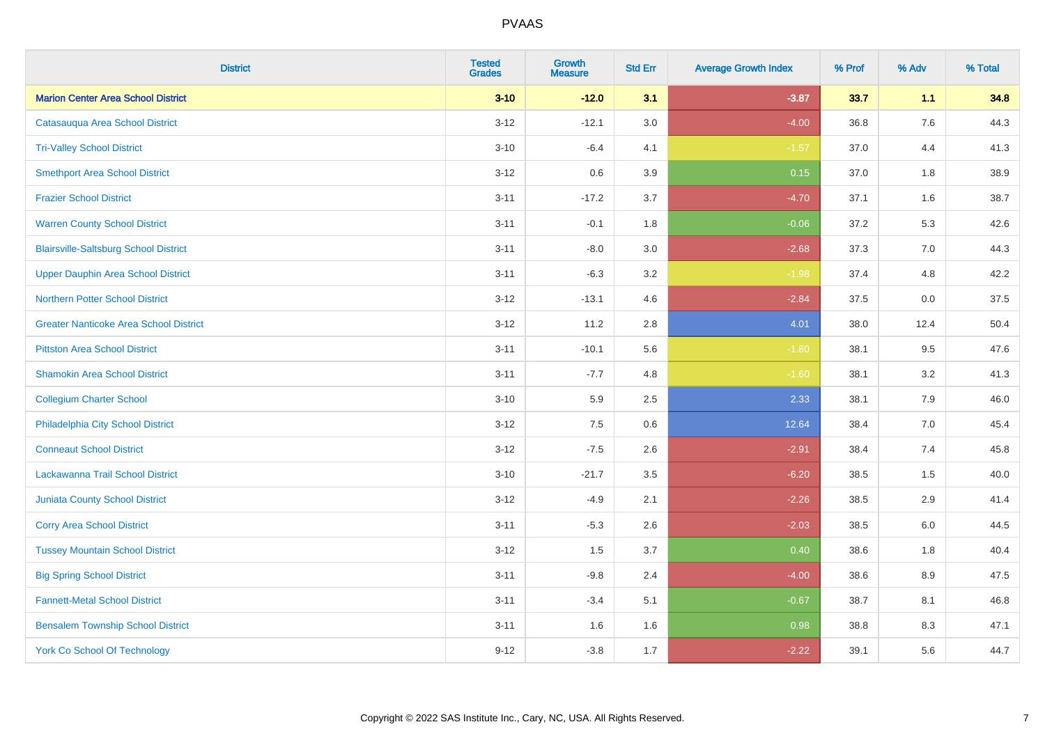# PVAAS

| District | Tested Grades | Growth Measure | Std Err | Average Growth Index | % Prof | % Adv | % Total |
|---|---|---|---|---|---|---|---|
| **Marion Center Area School District** | **3-10** | **-12.0** | **3.1** | **-3.87** | **33.7** | **1.1** | **34.8** |
| Catasauqua Area School District | 3-12 | -12.1 | 3.0 | -4.00 | 36.8 | 7.6 | 44.3 |
| Tri-Valley School District | 3-10 | -6.4 | 4.1 | -1.57 | 37.0 | 4.4 | 41.3 |
| Smethport Area School District | 3-12 | 0.6 | 3.9 | 0.15 | 37.0 | 1.8 | 38.9 |
| Frazier School District | 3-11 | -17.2 | 3.7 | -4.70 | 37.1 | 1.6 | 38.7 |
| Warren County School District | 3-11 | -0.1 | 1.8 | -0.06 | 37.2 | 5.3 | 42.6 |
| Blairsville-Saltsburg School District | 3-11 | -8.0 | 3.0 | -2.68 | 37.3 | 7.0 | 44.3 |
| Upper Dauphin Area School District | 3-11 | -6.3 | 3.2 | -1.98 | 37.4 | 4.8 | 42.2 |
| Northern Potter School District | 3-12 | -13.1 | 4.6 | -2.84 | 37.5 | 0.0 | 37.5 |
| Greater Nanticoke Area School District | 3-12 | 11.2 | 2.8 | 4.01 | 38.0 | 12.4 | 50.4 |
| Pittston Area School District | 3-11 | -10.1 | 5.6 | -1.80 | 38.1 | 9.5 | 47.6 |
| Shamokin Area School District | 3-11 | -7.7 | 4.8 | -1.60 | 38.1 | 3.2 | 41.3 |
| Collegium Charter School | 3-10 | 5.9 | 2.5 | 2.33 | 38.1 | 7.9 | 46.0 |
| Philadelphia City School District | 3-12 | 7.5 | 0.6 | 12.64 | 38.4 | 7.0 | 45.4 |
| Conneaut School District | 3-12 | -7.5 | 2.6 | -2.91 | 38.4 | 7.4 | 45.8 |
| Lackawanna Trail School District | 3-10 | -21.7 | 3.5 | -6.20 | 38.5 | 1.5 | 40.0 |
| Juniata County School District | 3-12 | -4.9 | 2.1 | -2.26 | 38.5 | 2.9 | 41.4 |
| Corry Area School District | 3-11 | -5.3 | 2.6 | -2.03 | 38.5 | 6.0 | 44.5 |
| Tussey Mountain School District | 3-12 | 1.5 | 3.7 | 0.40 | 38.6 | 1.8 | 40.4 |
| Big Spring School District | 3-11 | -9.8 | 2.4 | -4.00 | 38.6 | 8.9 | 47.5 |
| Fannett-Metal School District | 3-11 | -3.4 | 5.1 | -0.67 | 38.7 | 8.1 | 46.8 |
| Bensalem Township School District | 3-11 | 1.6 | 1.6 | 0.98 | 38.8 | 8.3 | 47.1 |
| York Co School Of Technology | 9-12 | -3.8 | 1.7 | -2.22 | 39.1 | 5.6 | 44.7 |

Copyright © 2022 SAS Institute Inc., Cary, NC, USA. All Rights Reserved.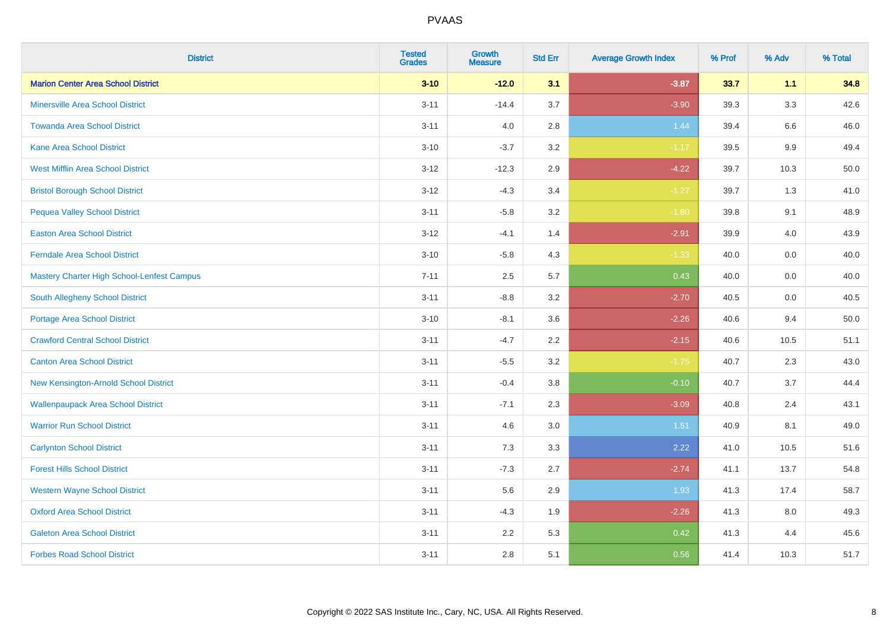# PVAAS

| District | Tested Grades | Growth Measure | Std Err | Average Growth Index | % Prof | % Adv | % Total |
|---|---|---|---|---|---|---|---|
| **Marion Center Area School District** | **3-10** | **-12.0** | **3.1** | **-3.87** | **33.7** | **1.1** | **34.8** |
| Minersville Area School District | 3-11 | -14.4 | 3.7 | -3.90 | 39.3 | 3.3 | 42.6 |
| Towanda Area School District | 3-11 | 4.0 | 2.8 | 1.44 | 39.4 | 6.6 | 46.0 |
| Kane Area School District | 3-10 | -3.7 | 3.2 | -1.17 | 39.5 | 9.9 | 49.4 |
| West Mifflin Area School District | 3-12 | -12.3 | 2.9 | -4.22 | 39.7 | 10.3 | 50.0 |
| Bristol Borough School District | 3-12 | -4.3 | 3.4 | -1.27 | 39.7 | 1.3 | 41.0 |
| Pequea Valley School District | 3-11 | -5.8 | 3.2 | -1.80 | 39.8 | 9.1 | 48.9 |
| Easton Area School District | 3-12 | -4.1 | 1.4 | -2.91 | 39.9 | 4.0 | 43.9 |
| Ferndale Area School District | 3-10 | -5.8 | 4.3 | -1.33 | 40.0 | 0.0 | 40.0 |
| Mastery Charter High School-Lenfest Campus | 7-11 | 2.5 | 5.7 | 0.43 | 40.0 | 0.0 | 40.0 |
| South Allegheny School District | 3-11 | -8.8 | 3.2 | -2.70 | 40.5 | 0.0 | 40.5 |
| Portage Area School District | 3-10 | -8.1 | 3.6 | -2.26 | 40.6 | 9.4 | 50.0 |
| Crawford Central School District | 3-11 | -4.7 | 2.2 | -2.15 | 40.6 | 10.5 | 51.1 |
| Canton Area School District | 3-11 | -5.5 | 3.2 | -1.75 | 40.7 | 2.3 | 43.0 |
| New Kensington-Arnold School District | 3-11 | -0.4 | 3.8 | -0.10 | 40.7 | 3.7 | 44.4 |
| Wallenpaupack Area School District | 3-11 | -7.1 | 2.3 | -3.09 | 40.8 | 2.4 | 43.1 |
| Warrior Run School District | 3-11 | 4.6 | 3.0 | 1.51 | 40.9 | 8.1 | 49.0 |
| Carlynton School District | 3-11 | 7.3 | 3.3 | 2.22 | 41.0 | 10.5 | 51.6 |
| Forest Hills School District | 3-11 | -7.3 | 2.7 | -2.74 | 41.1 | 13.7 | 54.8 |
| Western Wayne School District | 3-11 | 5.6 | 2.9 | 1.93 | 41.3 | 17.4 | 58.7 |
| Oxford Area School District | 3-11 | -4.3 | 1.9 | -2.26 | 41.3 | 8.0 | 49.3 |
| Galeton Area School District | 3-11 | 2.2 | 5.3 | 0.42 | 41.3 | 4.4 | 45.6 |
| Forbes Road School District | 3-11 | 2.8 | 5.1 | 0.56 | 41.4 | 10.3 | 51.7 |

Copyright © 2022 SAS Institute Inc., Cary, NC, USA. All Rights Reserved.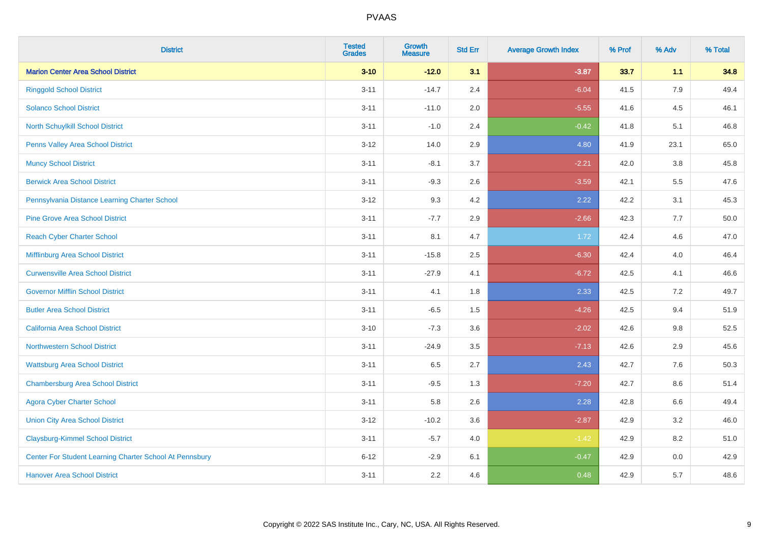# PVAAS

| District | Tested Grades | Growth Measure | Std Err | Average Growth Index | % Prof | % Adv | % Total |
|---|---|---|---|---|---|---|---|
| **Marion Center Area School District** | **3-10** | **-12.0** | **3.1** | **-3.87** | **33.7** | **1.1** | **34.8** |
| Ringgold School District | 3-11 | -14.7 | 2.4 | -6.04 | 41.5 | 7.9 | 49.4 |
| Solanco School District | 3-11 | -11.0 | 2.0 | -5.55 | 41.6 | 4.5 | 46.1 |
| North Schuylkill School District | 3-11 | -1.0 | 2.4 | -0.42 | 41.8 | 5.1 | 46.8 |
| Penns Valley Area School District | 3-12 | 14.0 | 2.9 | 4.80 | 41.9 | 23.1 | 65.0 |
| Muncy School District | 3-11 | -8.1 | 3.7 | -2.21 | 42.0 | 3.8 | 45.8 |
| Berwick Area School District | 3-11 | -9.3 | 2.6 | -3.59 | 42.1 | 5.5 | 47.6 |
| Pennsylvania Distance Learning Charter School | 3-12 | 9.3 | 4.2 | 2.22 | 42.2 | 3.1 | 45.3 |
| Pine Grove Area School District | 3-11 | -7.7 | 2.9 | -2.66 | 42.3 | 7.7 | 50.0 |
| Reach Cyber Charter School | 3-11 | 8.1 | 4.7 | 1.72 | 42.4 | 4.6 | 47.0 |
| Mifflinburg Area School District | 3-11 | -15.8 | 2.5 | -6.30 | 42.4 | 4.0 | 46.4 |
| Curwensville Area School District | 3-11 | -27.9 | 4.1 | -6.72 | 42.5 | 4.1 | 46.6 |
| Governor Mifflin School District | 3-11 | 4.1 | 1.8 | 2.33 | 42.5 | 7.2 | 49.7 |
| Butler Area School District | 3-11 | -6.5 | 1.5 | -4.26 | 42.5 | 9.4 | 51.9 |
| California Area School District | 3-10 | -7.3 | 3.6 | -2.02 | 42.6 | 9.8 | 52.5 |
| Northwestern School District | 3-11 | -24.9 | 3.5 | -7.13 | 42.6 | 2.9 | 45.6 |
| Wattsburg Area School District | 3-11 | 6.5 | 2.7 | 2.43 | 42.7 | 7.6 | 50.3 |
| Chambersburg Area School District | 3-11 | -9.5 | 1.3 | -7.20 | 42.7 | 8.6 | 51.4 |
| Agora Cyber Charter School | 3-11 | 5.8 | 2.6 | 2.28 | 42.8 | 6.6 | 49.4 |
| Union City Area School District | 3-12 | -10.2 | 3.6 | -2.87 | 42.9 | 3.2 | 46.0 |
| Claysburg-Kimmel School District | 3-11 | -5.7 | 4.0 | -1.42 | 42.9 | 8.2 | 51.0 |
| Center For Student Learning Charter School At Pennsbury | 6-12 | -2.9 | 6.1 | -0.47 | 42.9 | 0.0 | 42.9 |
| Hanover Area School District | 3-11 | 2.2 | 4.6 | 0.48 | 42.9 | 5.7 | 48.6 |

Copyright © 2022 SAS Institute Inc., Cary, NC, USA. All Rights Reserved.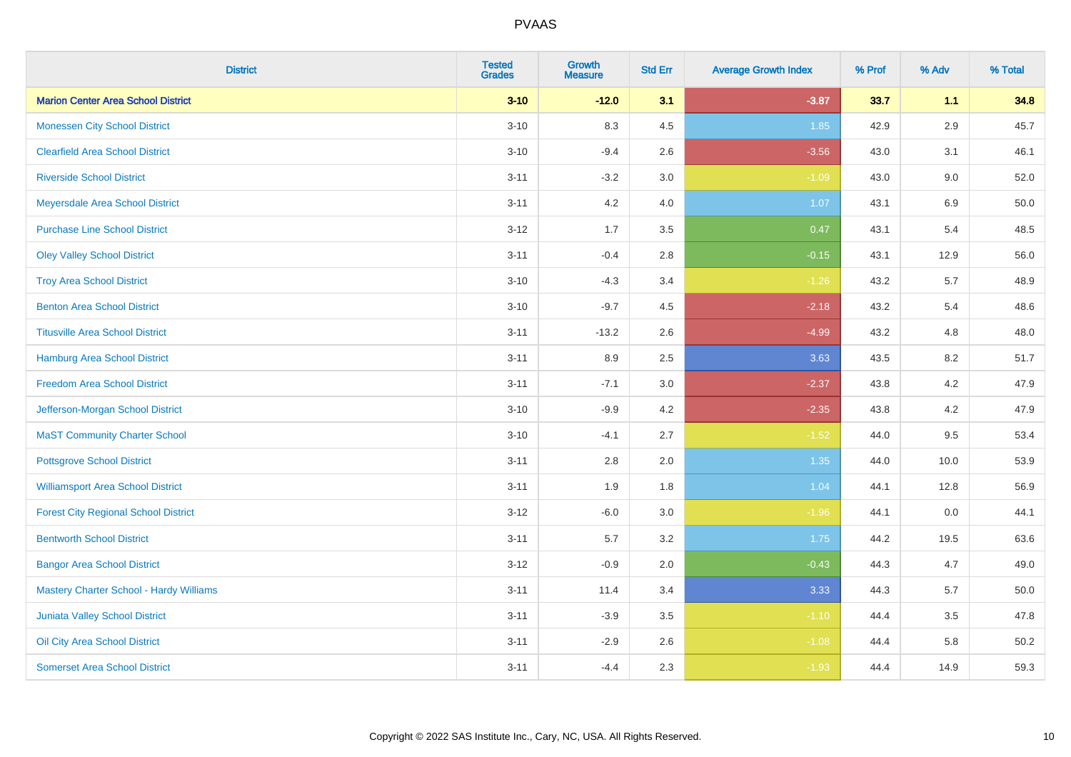# PVAAS

| District | Tested Grades | Growth Measure | Std Err | Average Growth Index | % Prof | % Adv | % Total |
|---|---|---|---|---|---|---|---|
| **Marion Center Area School District** | **3-10** | **-12.0** | **3.1** | **-3.87** | **33.7** | **1.1** | **34.8** |
| Monessen City School District | 3-10 | 8.3 | 4.5 | 1.85 | 42.9 | 2.9 | 45.7 |
| Clearfield Area School District | 3-10 | -9.4 | 2.6 | -3.56 | 43.0 | 3.1 | 46.1 |
| Riverside School District | 3-11 | -3.2 | 3.0 | -1.09 | 43.0 | 9.0 | 52.0 |
| Meyersdale Area School District | 3-11 | 4.2 | 4.0 | 1.07 | 43.1 | 6.9 | 50.0 |
| Purchase Line School District | 3-12 | 1.7 | 3.5 | 0.47 | 43.1 | 5.4 | 48.5 |
| Oley Valley School District | 3-11 | -0.4 | 2.8 | -0.15 | 43.1 | 12.9 | 56.0 |
| Troy Area School District | 3-10 | -4.3 | 3.4 | -1.26 | 43.2 | 5.7 | 48.9 |
| Benton Area School District | 3-10 | -9.7 | 4.5 | -2.18 | 43.2 | 5.4 | 48.6 |
| Titusville Area School District | 3-11 | -13.2 | 2.6 | -4.99 | 43.2 | 4.8 | 48.0 |
| Hamburg Area School District | 3-11 | 8.9 | 2.5 | 3.63 | 43.5 | 8.2 | 51.7 |
| Freedom Area School District | 3-11 | -7.1 | 3.0 | -2.37 | 43.8 | 4.2 | 47.9 |
| Jefferson-Morgan School District | 3-10 | -9.9 | 4.2 | -2.35 | 43.8 | 4.2 | 47.9 |
| MaST Community Charter School | 3-10 | -4.1 | 2.7 | -1.52 | 44.0 | 9.5 | 53.4 |
| Pottsgrove School District | 3-11 | 2.8 | 2.0 | 1.35 | 44.0 | 10.0 | 53.9 |
| Williamsport Area School District | 3-11 | 1.9 | 1.8 | 1.04 | 44.1 | 12.8 | 56.9 |
| Forest City Regional School District | 3-12 | -6.0 | 3.0 | -1.96 | 44.1 | 0.0 | 44.1 |
| Bentworth School District | 3-11 | 5.7 | 3.2 | 1.75 | 44.2 | 19.5 | 63.6 |
| Bangor Area School District | 3-12 | -0.9 | 2.0 | -0.43 | 44.3 | 4.7 | 49.0 |
| Mastery Charter School - Hardy Williams | 3-11 | 11.4 | 3.4 | 3.33 | 44.3 | 5.7 | 50.0 |
| Juniata Valley School District | 3-11 | -3.9 | 3.5 | -1.10 | 44.4 | 3.5 | 47.8 |
| Oil City Area School District | 3-11 | -2.9 | 2.6 | -1.08 | 44.4 | 5.8 | 50.2 |
| Somerset Area School District | 3-11 | -4.4 | 2.3 | -1.93 | 44.4 | 14.9 | 59.3 |

Copyright © 2022 SAS Institute Inc., Cary, NC, USA. All Rights Reserved.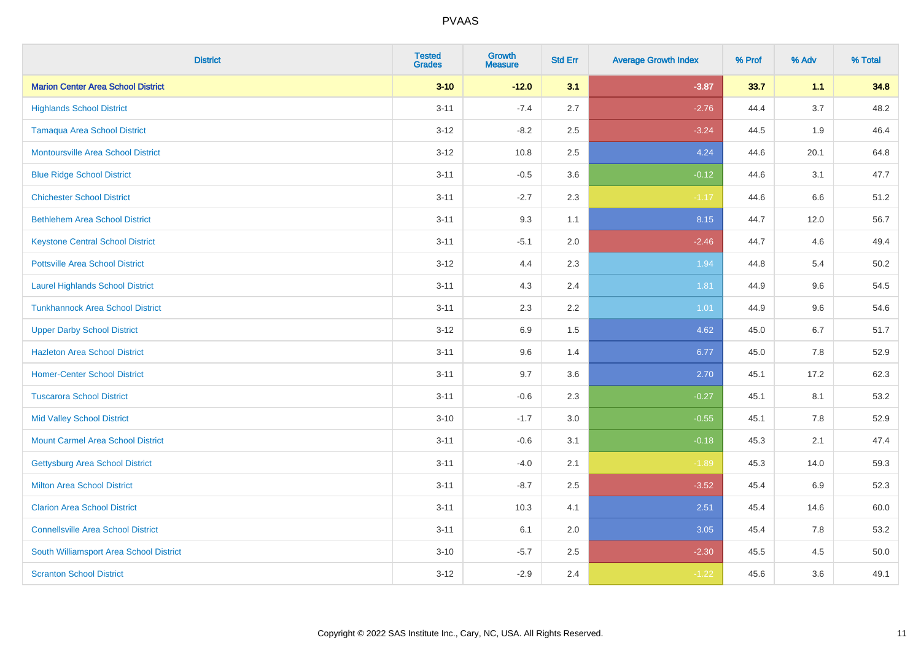# PVAAS

| District | Tested Grades | Growth Measure | Std Err | Average Growth Index | % Prof | % Adv | % Total |
|---|---|---|---|---|---|---|---|
| **Marion Center Area School District** | **3-10** | **-12.0** | **3.1** | **-3.87** | **33.7** | **1.1** | **34.8** |
| Highlands School District | 3-11 | -7.4 | 2.7 | -2.76 | 44.4 | 3.7 | 48.2 |
| Tamaqua Area School District | 3-12 | -8.2 | 2.5 | -3.24 | 44.5 | 1.9 | 46.4 |
| Montoursville Area School District | 3-12 | 10.8 | 2.5 | 4.24 | 44.6 | 20.1 | 64.8 |
| Blue Ridge School District | 3-11 | -0.5 | 3.6 | -0.12 | 44.6 | 3.1 | 47.7 |
| Chichester School District | 3-11 | -2.7 | 2.3 | -1.17 | 44.6 | 6.6 | 51.2 |
| Bethlehem Area School District | 3-11 | 9.3 | 1.1 | 8.15 | 44.7 | 12.0 | 56.7 |
| Keystone Central School District | 3-11 | -5.1 | 2.0 | -2.46 | 44.7 | 4.6 | 49.4 |
| Pottsville Area School District | 3-12 | 4.4 | 2.3 | 1.94 | 44.8 | 5.4 | 50.2 |
| Laurel Highlands School District | 3-11 | 4.3 | 2.4 | 1.81 | 44.9 | 9.6 | 54.5 |
| Tunkhannock Area School District | 3-11 | 2.3 | 2.2 | 1.01 | 44.9 | 9.6 | 54.6 |
| Upper Darby School District | 3-12 | 6.9 | 1.5 | 4.62 | 45.0 | 6.7 | 51.7 |
| Hazleton Area School District | 3-11 | 9.6 | 1.4 | 6.77 | 45.0 | 7.8 | 52.9 |
| Homer-Center School District | 3-11 | 9.7 | 3.6 | 2.70 | 45.1 | 17.2 | 62.3 |
| Tuscarora School District | 3-11 | -0.6 | 2.3 | -0.27 | 45.1 | 8.1 | 53.2 |
| Mid Valley School District | 3-10 | -1.7 | 3.0 | -0.55 | 45.1 | 7.8 | 52.9 |
| Mount Carmel Area School District | 3-11 | -0.6 | 3.1 | -0.18 | 45.3 | 2.1 | 47.4 |
| Gettysburg Area School District | 3-11 | -4.0 | 2.1 | -1.89 | 45.3 | 14.0 | 59.3 |
| Milton Area School District | 3-11 | -8.7 | 2.5 | -3.52 | 45.4 | 6.9 | 52.3 |
| Clarion Area School District | 3-11 | 10.3 | 4.1 | 2.51 | 45.4 | 14.6 | 60.0 |
| Connellsville Area School District | 3-11 | 6.1 | 2.0 | 3.05 | 45.4 | 7.8 | 53.2 |
| South Williamsport Area School District | 3-10 | -5.7 | 2.5 | -2.30 | 45.5 | 4.5 | 50.0 |
| Scranton School District | 3-12 | -2.9 | 2.4 | -1.22 | 45.6 | 3.6 | 49.1 |

Copyright © 2022 SAS Institute Inc., Cary, NC, USA. All Rights Reserved.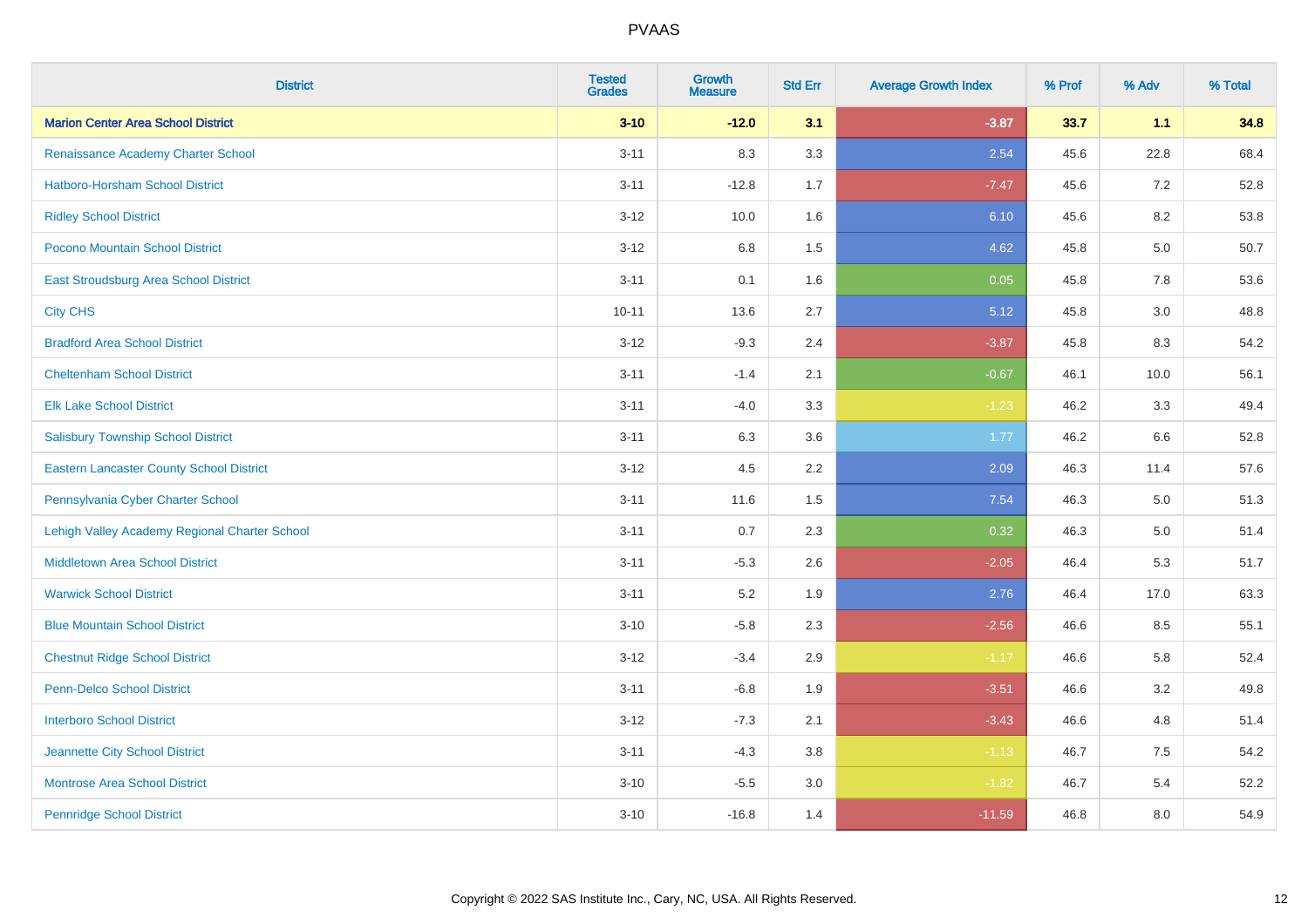# PVAAS

| District | Tested Grades | Growth Measure | Std Err | Average Growth Index | % Prof | % Adv | % Total |
|---|---|---|---|---|---|---|---|
| **Marion Center Area School District** | **3-10** | **-12.0** | **3.1** | **-3.87** | **33.7** | **1.1** | **34.8** |
| Renaissance Academy Charter School | 3-11 | 8.3 | 3.3 | 2.54 | 45.6 | 22.8 | 68.4 |
| Hatboro-Horsham School District | 3-11 | -12.8 | 1.7 | -7.47 | 45.6 | 7.2 | 52.8 |
| Ridley School District | 3-12 | 10.0 | 1.6 | 6.10 | 45.6 | 8.2 | 53.8 |
| Pocono Mountain School District | 3-12 | 6.8 | 1.5 | 4.62 | 45.8 | 5.0 | 50.7 |
| East Stroudsburg Area School District | 3-11 | 0.1 | 1.6 | 0.05 | 45.8 | 7.8 | 53.6 |
| City CHS | 10-11 | 13.6 | 2.7 | 5.12 | 45.8 | 3.0 | 48.8 |
| Bradford Area School District | 3-12 | -9.3 | 2.4 | -3.87 | 45.8 | 8.3 | 54.2 |
| Cheltenham School District | 3-11 | -1.4 | 2.1 | -0.67 | 46.1 | 10.0 | 56.1 |
| Elk Lake School District | 3-11 | -4.0 | 3.3 | -1.23 | 46.2 | 3.3 | 49.4 |
| Salisbury Township School District | 3-11 | 6.3 | 3.6 | 1.77 | 46.2 | 6.6 | 52.8 |
| Eastern Lancaster County School District | 3-12 | 4.5 | 2.2 | 2.09 | 46.3 | 11.4 | 57.6 |
| Pennsylvania Cyber Charter School | 3-11 | 11.6 | 1.5 | 7.54 | 46.3 | 5.0 | 51.3 |
| Lehigh Valley Academy Regional Charter School | 3-11 | 0.7 | 2.3 | 0.32 | 46.3 | 5.0 | 51.4 |
| Middletown Area School District | 3-11 | -5.3 | 2.6 | -2.05 | 46.4 | 5.3 | 51.7 |
| Warwick School District | 3-11 | 5.2 | 1.9 | 2.76 | 46.4 | 17.0 | 63.3 |
| Blue Mountain School District | 3-10 | -5.8 | 2.3 | -2.56 | 46.6 | 8.5 | 55.1 |
| Chestnut Ridge School District | 3-12 | -3.4 | 2.9 | -1.17 | 46.6 | 5.8 | 52.4 |
| Penn-Delco School District | 3-11 | -6.8 | 1.9 | -3.51 | 46.6 | 3.2 | 49.8 |
| Interboro School District | 3-12 | -7.3 | 2.1 | -3.43 | 46.6 | 4.8 | 51.4 |
| Jeannette City School District | 3-11 | -4.3 | 3.8 | -1.13 | 46.7 | 7.5 | 54.2 |
| Montrose Area School District | 3-10 | -5.5 | 3.0 | -1.82 | 46.7 | 5.4 | 52.2 |
| Pennridge School District | 3-10 | -16.8 | 1.4 | -11.59 | 46.8 | 8.0 | 54.9 |

Copyright © 2022 SAS Institute Inc., Cary, NC, USA. All Rights Reserved.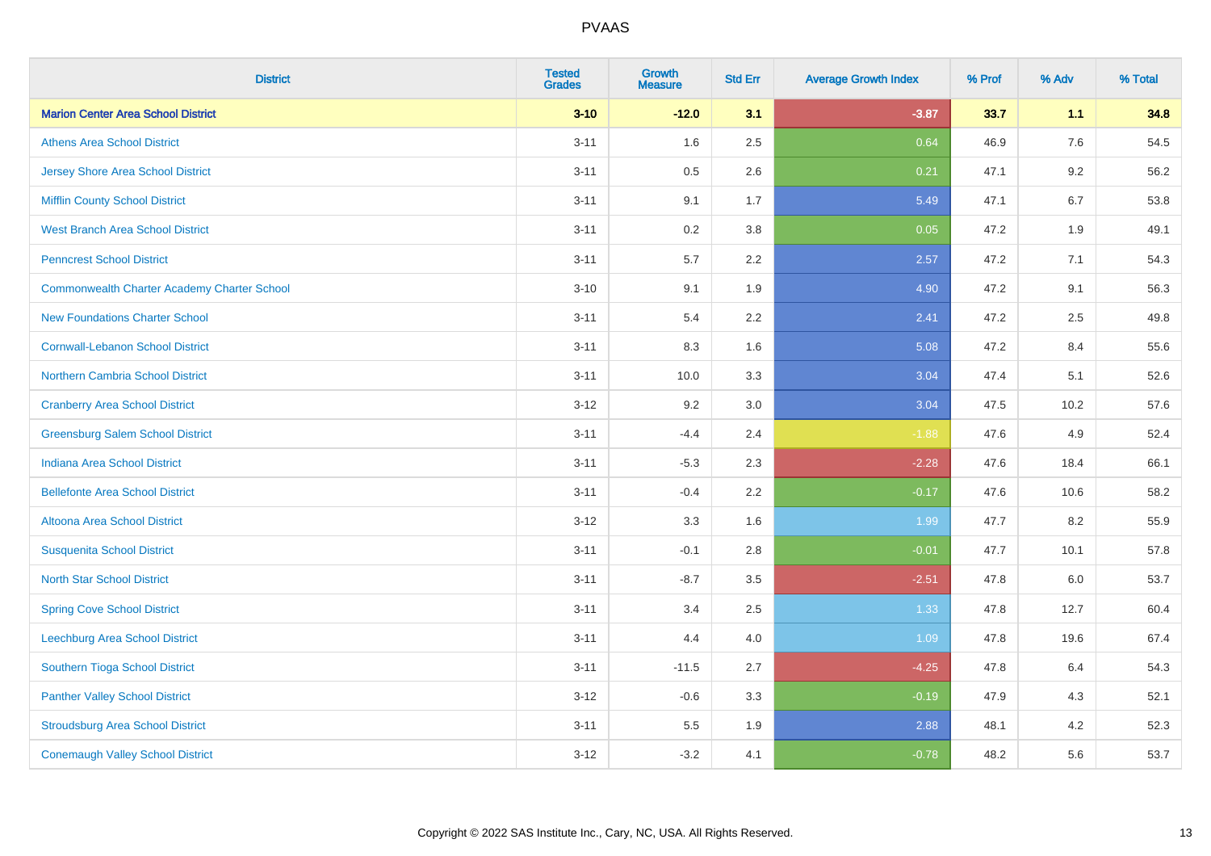# PVAAS

| District | Tested Grades | Growth Measure | Std Err | Average Growth Index | % Prof | % Adv | % Total |
|---|---|---|---|---|---|---|---|
| **Marion Center Area School District** | **3-10** | **-12.0** | **3.1** | **-3.87** | **33.7** | **1.1** | **34.8** |
| Athens Area School District | 3-11 | 1.6 | 2.5 | 0.64 | 46.9 | 7.6 | 54.5 |
| Jersey Shore Area School District | 3-11 | 0.5 | 2.6 | 0.21 | 47.1 | 9.2 | 56.2 |
| Mifflin County School District | 3-11 | 9.1 | 1.7 | 5.49 | 47.1 | 6.7 | 53.8 |
| West Branch Area School District | 3-11 | 0.2 | 3.8 | 0.05 | 47.2 | 1.9 | 49.1 |
| Penncrest School District | 3-11 | 5.7 | 2.2 | 2.57 | 47.2 | 7.1 | 54.3 |
| Commonwealth Charter Academy Charter School | 3-10 | 9.1 | 1.9 | 4.90 | 47.2 | 9.1 | 56.3 |
| New Foundations Charter School | 3-11 | 5.4 | 2.2 | 2.41 | 47.2 | 2.5 | 49.8 |
| Cornwall-Lebanon School District | 3-11 | 8.3 | 1.6 | 5.08 | 47.2 | 8.4 | 55.6 |
| Northern Cambria School District | 3-11 | 10.0 | 3.3 | 3.04 | 47.4 | 5.1 | 52.6 |
| Cranberry Area School District | 3-12 | 9.2 | 3.0 | 3.04 | 47.5 | 10.2 | 57.6 |
| Greensburg Salem School District | 3-11 | -4.4 | 2.4 | -1.88 | 47.6 | 4.9 | 52.4 |
| Indiana Area School District | 3-11 | -5.3 | 2.3 | -2.28 | 47.6 | 18.4 | 66.1 |
| Bellefonte Area School District | 3-11 | -0.4 | 2.2 | -0.17 | 47.6 | 10.6 | 58.2 |
| Altoona Area School District | 3-12 | 3.3 | 1.6 | 1.99 | 47.7 | 8.2 | 55.9 |
| Susquenita School District | 3-11 | -0.1 | 2.8 | -0.01 | 47.7 | 10.1 | 57.8 |
| North Star School District | 3-11 | -8.7 | 3.5 | -2.51 | 47.8 | 6.0 | 53.7 |
| Spring Cove School District | 3-11 | 3.4 | 2.5 | 1.33 | 47.8 | 12.7 | 60.4 |
| Leechburg Area School District | 3-11 | 4.4 | 4.0 | 1.09 | 47.8 | 19.6 | 67.4 |
| Southern Tioga School District | 3-11 | -11.5 | 2.7 | -4.25 | 47.8 | 6.4 | 54.3 |
| Panther Valley School District | 3-12 | -0.6 | 3.3 | -0.19 | 47.9 | 4.3 | 52.1 |
| Stroudsburg Area School District | 3-11 | 5.5 | 1.9 | 2.88 | 48.1 | 4.2 | 52.3 |
| Conemaugh Valley School District | 3-12 | -3.2 | 4.1 | -0.78 | 48.2 | 5.6 | 53.7 |

Copyright © 2022 SAS Institute Inc., Cary, NC, USA. All Rights Reserved.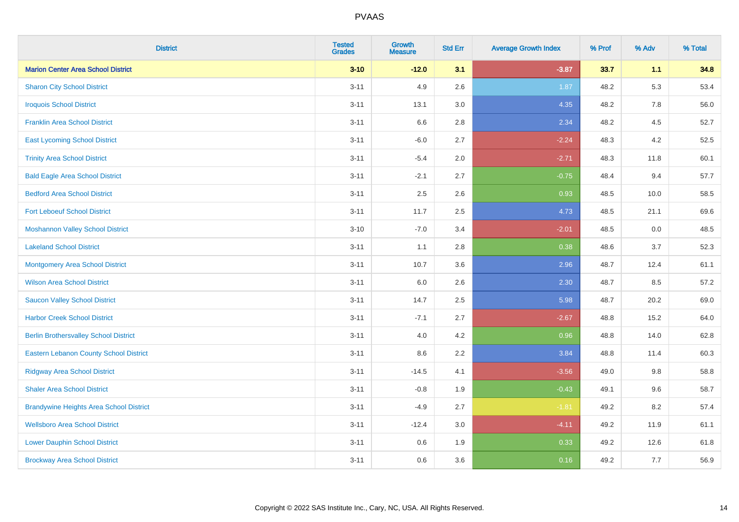# PVAAS

| District | Tested Grades | Growth Measure | Std Err | Average Growth Index | % Prof | % Adv | % Total |
|---|---|---|---|---|---|---|---|
| **Marion Center Area School District** | **3-10** | **-12.0** | **3.1** | **-3.87** | **33.7** | **1.1** | **34.8** |
| Sharon City School District | 3-11 | 4.9 | 2.6 | 1.87 | 48.2 | 5.3 | 53.4 |
| Iroquois School District | 3-11 | 13.1 | 3.0 | 4.35 | 48.2 | 7.8 | 56.0 |
| Franklin Area School District | 3-11 | 6.6 | 2.8 | 2.34 | 48.2 | 4.5 | 52.7 |
| East Lycoming School District | 3-11 | -6.0 | 2.7 | -2.24 | 48.3 | 4.2 | 52.5 |
| Trinity Area School District | 3-11 | -5.4 | 2.0 | -2.71 | 48.3 | 11.8 | 60.1 |
| Bald Eagle Area School District | 3-11 | -2.1 | 2.7 | -0.75 | 48.4 | 9.4 | 57.7 |
| Bedford Area School District | 3-11 | 2.5 | 2.6 | 0.93 | 48.5 | 10.0 | 58.5 |
| Fort Leboeuf School District | 3-11 | 11.7 | 2.5 | 4.73 | 48.5 | 21.1 | 69.6 |
| Moshannon Valley School District | 3-10 | -7.0 | 3.4 | -2.01 | 48.5 | 0.0 | 48.5 |
| Lakeland School District | 3-11 | 1.1 | 2.8 | 0.38 | 48.6 | 3.7 | 52.3 |
| Montgomery Area School District | 3-11 | 10.7 | 3.6 | 2.96 | 48.7 | 12.4 | 61.1 |
| Wilson Area School District | 3-11 | 6.0 | 2.6 | 2.30 | 48.7 | 8.5 | 57.2 |
| Saucon Valley School District | 3-11 | 14.7 | 2.5 | 5.98 | 48.7 | 20.2 | 69.0 |
| Harbor Creek School District | 3-11 | -7.1 | 2.7 | -2.67 | 48.8 | 15.2 | 64.0 |
| Berlin Brothersvalley School District | 3-11 | 4.0 | 4.2 | 0.96 | 48.8 | 14.0 | 62.8 |
| Eastern Lebanon County School District | 3-11 | 8.6 | 2.2 | 3.84 | 48.8 | 11.4 | 60.3 |
| Ridgway Area School District | 3-11 | -14.5 | 4.1 | -3.56 | 49.0 | 9.8 | 58.8 |
| Shaler Area School District | 3-11 | -0.8 | 1.9 | -0.43 | 49.1 | 9.6 | 58.7 |
| Brandywine Heights Area School District | 3-11 | -4.9 | 2.7 | -1.81 | 49.2 | 8.2 | 57.4 |
| Wellsboro Area School District | 3-11 | -12.4 | 3.0 | -4.11 | 49.2 | 11.9 | 61.1 |
| Lower Dauphin School District | 3-11 | 0.6 | 1.9 | 0.33 | 49.2 | 12.6 | 61.8 |
| Brockway Area School District | 3-11 | 0.6 | 3.6 | 0.16 | 49.2 | 7.7 | 56.9 |

Copyright © 2022 SAS Institute Inc., Cary, NC, USA. All Rights Reserved.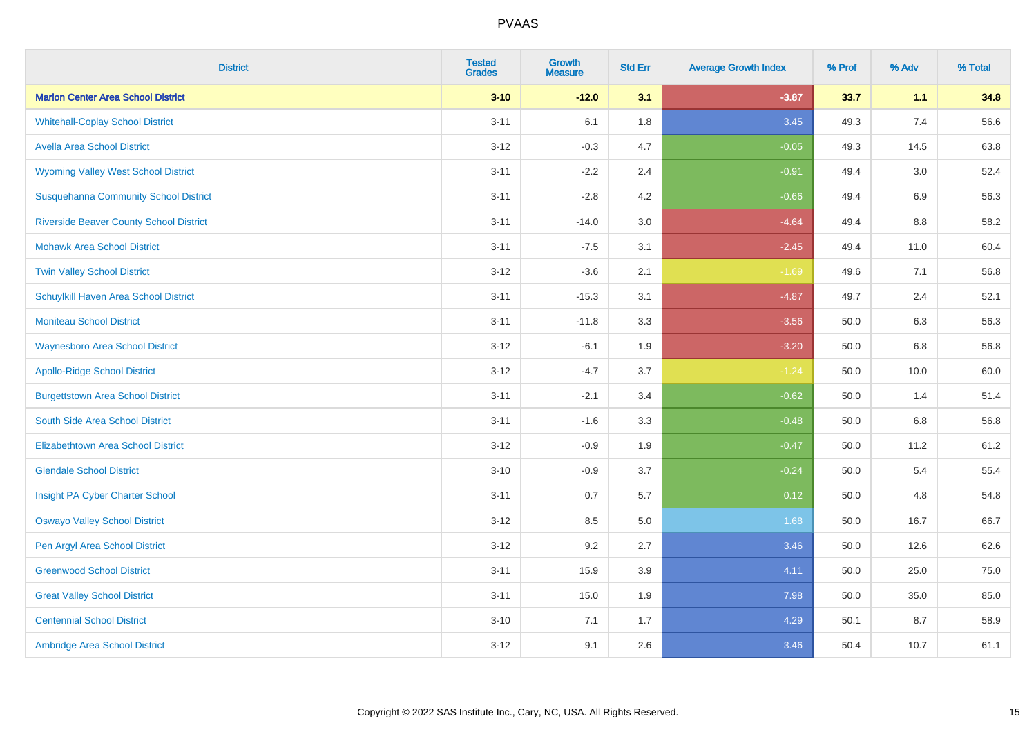# PVAAS

| District | Tested Grades | Growth Measure | Std Err | Average Growth Index | % Prof | % Adv | % Total |
|---|---|---|---|---|---|---|---|
| **Marion Center Area School District** | **3-10** | **-12.0** | **3.1** | **-3.87** | **33.7** | **1.1** | **34.8** |
| Whitehall-Coplay School District | 3-11 | 6.1 | 1.8 | 3.45 | 49.3 | 7.4 | 56.6 |
| Avella Area School District | 3-12 | -0.3 | 4.7 | -0.05 | 49.3 | 14.5 | 63.8 |
| Wyoming Valley West School District | 3-11 | -2.2 | 2.4 | -0.91 | 49.4 | 3.0 | 52.4 |
| Susquehanna Community School District | 3-11 | -2.8 | 4.2 | -0.66 | 49.4 | 6.9 | 56.3 |
| Riverside Beaver County School District | 3-11 | -14.0 | 3.0 | -4.64 | 49.4 | 8.8 | 58.2 |
| Mohawk Area School District | 3-11 | -7.5 | 3.1 | -2.45 | 49.4 | 11.0 | 60.4 |
| Twin Valley School District | 3-12 | -3.6 | 2.1 | -1.69 | 49.6 | 7.1 | 56.8 |
| Schuylkill Haven Area School District | 3-11 | -15.3 | 3.1 | -4.87 | 49.7 | 2.4 | 52.1 |
| Moniteau School District | 3-11 | -11.8 | 3.3 | -3.56 | 50.0 | 6.3 | 56.3 |
| Waynesboro Area School District | 3-12 | -6.1 | 1.9 | -3.20 | 50.0 | 6.8 | 56.8 |
| Apollo-Ridge School District | 3-12 | -4.7 | 3.7 | -1.24 | 50.0 | 10.0 | 60.0 |
| Burgettstown Area School District | 3-11 | -2.1 | 3.4 | -0.62 | 50.0 | 1.4 | 51.4 |
| South Side Area School District | 3-11 | -1.6 | 3.3 | -0.48 | 50.0 | 6.8 | 56.8 |
| Elizabethtown Area School District | 3-12 | -0.9 | 1.9 | -0.47 | 50.0 | 11.2 | 61.2 |
| Glendale School District | 3-10 | -0.9 | 3.7 | -0.24 | 50.0 | 5.4 | 55.4 |
| Insight PA Cyber Charter School | 3-11 | 0.7 | 5.7 | 0.12 | 50.0 | 4.8 | 54.8 |
| Oswayo Valley School District | 3-12 | 8.5 | 5.0 | 1.68 | 50.0 | 16.7 | 66.7 |
| Pen Argyl Area School District | 3-12 | 9.2 | 2.7 | 3.46 | 50.0 | 12.6 | 62.6 |
| Greenwood School District | 3-11 | 15.9 | 3.9 | 4.11 | 50.0 | 25.0 | 75.0 |
| Great Valley School District | 3-11 | 15.0 | 1.9 | 7.98 | 50.0 | 35.0 | 85.0 |
| Centennial School District | 3-10 | 7.1 | 1.7 | 4.29 | 50.1 | 8.7 | 58.9 |
| Ambridge Area School District | 3-12 | 9.1 | 2.6 | 3.46 | 50.4 | 10.7 | 61.1 |

Copyright © 2022 SAS Institute Inc., Cary, NC, USA. All Rights Reserved.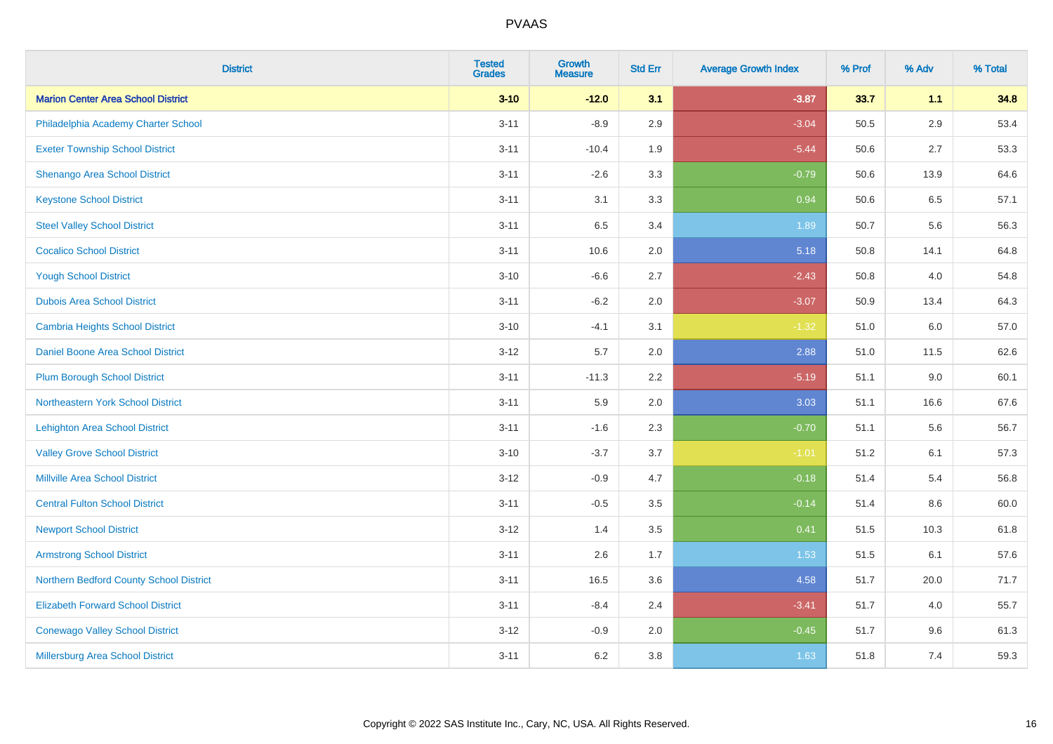| District | Tested Grades | Growth Measure | Std Err | Average Growth Index | % Prof | % Adv | % Total |
|---|---|---|---|---|---|---|---|
| **Marion Center Area School District** | **3-10** | **-12.0** | **3.1** | **-3.87** | **33.7** | **1.1** | **34.8** |
| Philadelphia Academy Charter School | 3-11 | -8.9 | 2.9 | -3.04 | 50.5 | 2.9 | 53.4 |
| Exeter Township School District | 3-11 | -10.4 | 1.9 | -5.44 | 50.6 | 2.7 | 53.3 |
| Shenango Area School District | 3-11 | -2.6 | 3.3 | -0.79 | 50.6 | 13.9 | 64.6 |
| Keystone School District | 3-11 | 3.1 | 3.3 | 0.94 | 50.6 | 6.5 | 57.1 |
| Steel Valley School District | 3-11 | 6.5 | 3.4 | 1.89 | 50.7 | 5.6 | 56.3 |
| Cocalico School District | 3-11 | 10.6 | 2.0 | 5.18 | 50.8 | 14.1 | 64.8 |
| Yough School District | 3-10 | -6.6 | 2.7 | -2.43 | 50.8 | 4.0 | 54.8 |
| Dubois Area School District | 3-11 | -6.2 | 2.0 | -3.07 | 50.9 | 13.4 | 64.3 |
| Cambria Heights School District | 3-10 | -4.1 | 3.1 | -1.32 | 51.0 | 6.0 | 57.0 |
| Daniel Boone Area School District | 3-12 | 5.7 | 2.0 | 2.88 | 51.0 | 11.5 | 62.6 |
| Plum Borough School District | 3-11 | -11.3 | 2.2 | -5.19 | 51.1 | 9.0 | 60.1 |
| Northeastern York School District | 3-11 | 5.9 | 2.0 | 3.03 | 51.1 | 16.6 | 67.6 |
| Lehighton Area School District | 3-11 | -1.6 | 2.3 | -0.70 | 51.1 | 5.6 | 56.7 |
| Valley Grove School District | 3-10 | -3.7 | 3.7 | -1.01 | 51.2 | 6.1 | 57.3 |
| Millville Area School District | 3-12 | -0.9 | 4.7 | -0.18 | 51.4 | 5.4 | 56.8 |
| Central Fulton School District | 3-11 | -0.5 | 3.5 | -0.14 | 51.4 | 8.6 | 60.0 |
| Newport School District | 3-12 | 1.4 | 3.5 | 0.41 | 51.5 | 10.3 | 61.8 |
| Armstrong School District | 3-11 | 2.6 | 1.7 | 1.53 | 51.5 | 6.1 | 57.6 |
| Northern Bedford County School District | 3-11 | 16.5 | 3.6 | 4.58 | 51.7 | 20.0 | 71.7 |
| Elizabeth Forward School District | 3-11 | -8.4 | 2.4 | -3.41 | 51.7 | 4.0 | 55.7 |
| Conewago Valley School District | 3-12 | -0.9 | 2.0 | -0.45 | 51.7 | 9.6 | 61.3 |
| Millersburg Area School District | 3-11 | 6.2 | 3.8 | 1.63 | 51.8 | 7.4 | 59.3 |

Copyright © 2022 SAS Institute Inc., Cary, NC, USA. All Rights Reserved.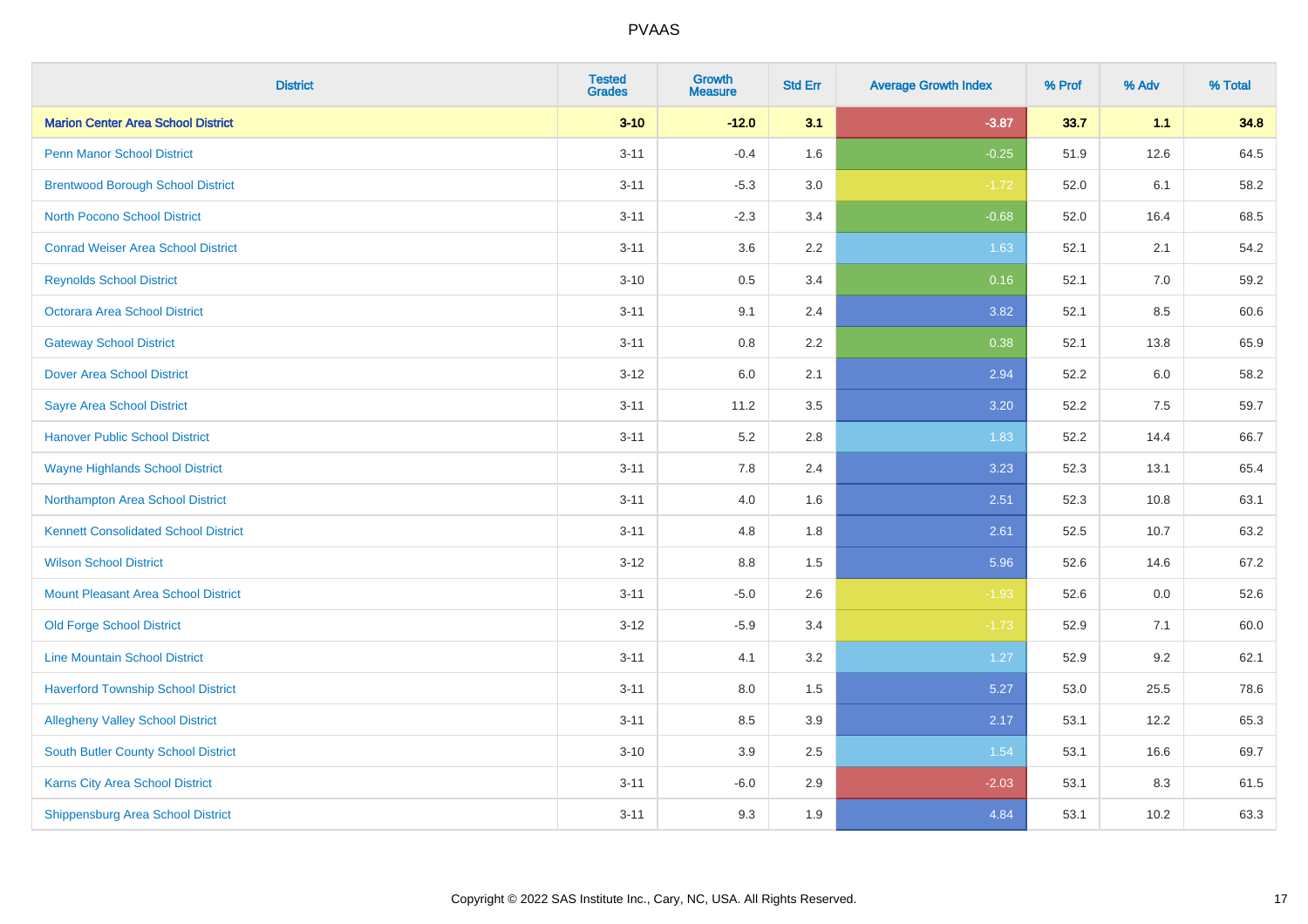# PVAAS

| District | Tested Grades | Growth Measure | Std Err | Average Growth Index | % Prof | % Adv | % Total |
|---|---|---|---|---|---|---|---|
| **Marion Center Area School District** | **3-10** | **-12.0** | **3.1** | **-3.87** | **33.7** | **1.1** | **34.8** |
| Penn Manor School District | 3-11 | -0.4 | 1.6 | -0.25 | 51.9 | 12.6 | 64.5 |
| Brentwood Borough School District | 3-11 | -5.3 | 3.0 | -1.72 | 52.0 | 6.1 | 58.2 |
| North Pocono School District | 3-11 | -2.3 | 3.4 | -0.68 | 52.0 | 16.4 | 68.5 |
| Conrad Weiser Area School District | 3-11 | 3.6 | 2.2 | 1.63 | 52.1 | 2.1 | 54.2 |
| Reynolds School District | 3-10 | 0.5 | 3.4 | 0.16 | 52.1 | 7.0 | 59.2 |
| Octorara Area School District | 3-11 | 9.1 | 2.4 | 3.82 | 52.1 | 8.5 | 60.6 |
| Gateway School District | 3-11 | 0.8 | 2.2 | 0.38 | 52.1 | 13.8 | 65.9 |
| Dover Area School District | 3-12 | 6.0 | 2.1 | 2.94 | 52.2 | 6.0 | 58.2 |
| Sayre Area School District | 3-11 | 11.2 | 3.5 | 3.20 | 52.2 | 7.5 | 59.7 |
| Hanover Public School District | 3-11 | 5.2 | 2.8 | 1.83 | 52.2 | 14.4 | 66.7 |
| Wayne Highlands School District | 3-11 | 7.8 | 2.4 | 3.23 | 52.3 | 13.1 | 65.4 |
| Northampton Area School District | 3-11 | 4.0 | 1.6 | 2.51 | 52.3 | 10.8 | 63.1 |
| Kennett Consolidated School District | 3-11 | 4.8 | 1.8 | 2.61 | 52.5 | 10.7 | 63.2 |
| Wilson School District | 3-12 | 8.8 | 1.5 | 5.96 | 52.6 | 14.6 | 67.2 |
| Mount Pleasant Area School District | 3-11 | -5.0 | 2.6 | -1.93 | 52.6 | 0.0 | 52.6 |
| Old Forge School District | 3-12 | -5.9 | 3.4 | -1.73 | 52.9 | 7.1 | 60.0 |
| Line Mountain School District | 3-11 | 4.1 | 3.2 | 1.27 | 52.9 | 9.2 | 62.1 |
| Haverford Township School District | 3-11 | 8.0 | 1.5 | 5.27 | 53.0 | 25.5 | 78.6 |
| Allegheny Valley School District | 3-11 | 8.5 | 3.9 | 2.17 | 53.1 | 12.2 | 65.3 |
| South Butler County School District | 3-10 | 3.9 | 2.5 | 1.54 | 53.1 | 16.6 | 69.7 |
| Karns City Area School District | 3-11 | -6.0 | 2.9 | -2.03 | 53.1 | 8.3 | 61.5 |
| Shippensburg Area School District | 3-11 | 9.3 | 1.9 | 4.84 | 53.1 | 10.2 | 63.3 |

Copyright © 2022 SAS Institute Inc., Cary, NC, USA. All Rights Reserved.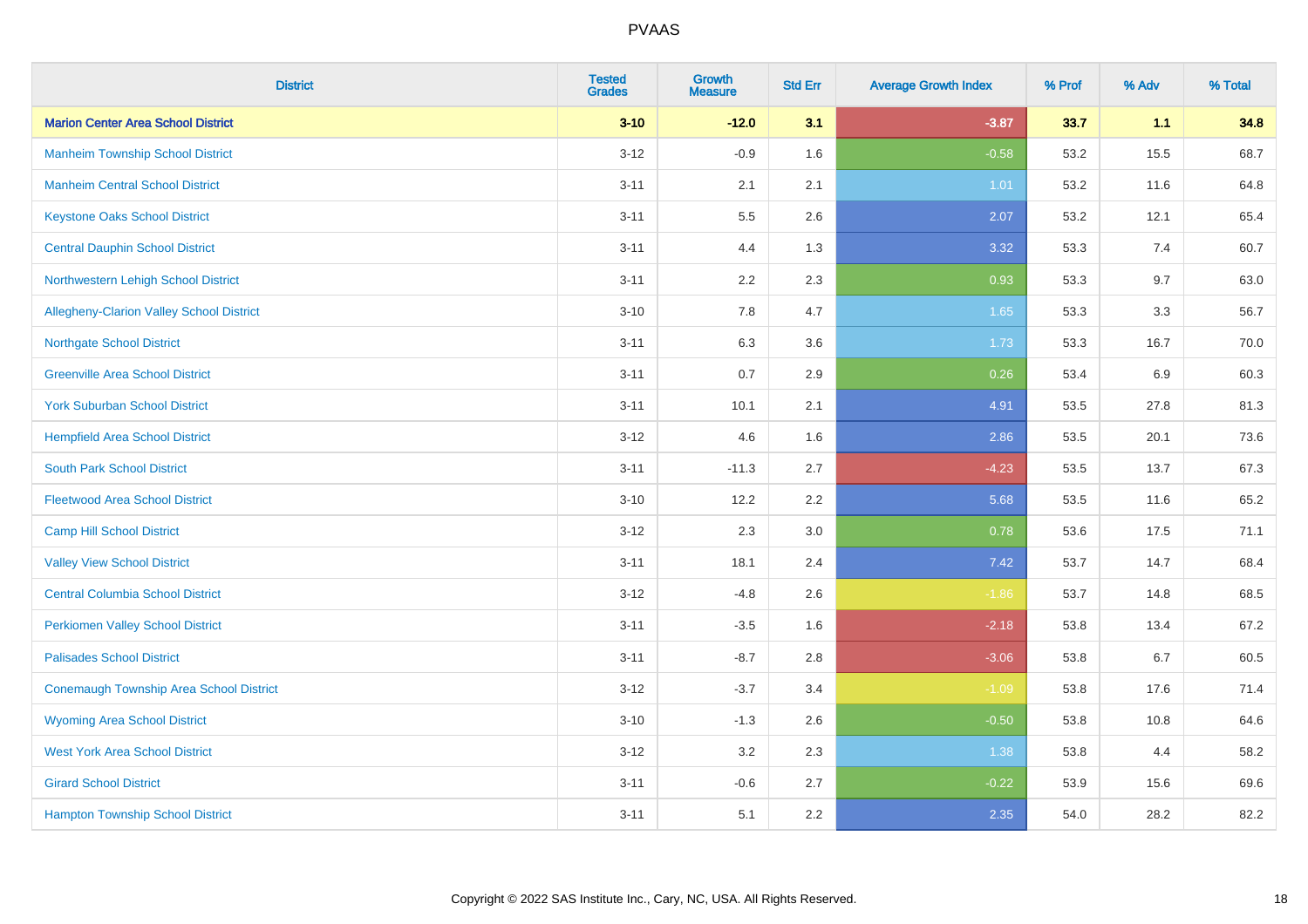| District | Tested Grades | Growth Measure | Std Err | Average Growth Index | % Prof | % Adv | % Total |
|---|---|---|---|---|---|---|---|
| **Marion Center Area School District** | **3-10** | **-12.0** | **3.1** | **-3.87** | **33.7** | **1.1** | **34.8** |
| Manheim Township School District | 3-12 | -0.9 | 1.6 | -0.58 | 53.2 | 15.5 | 68.7 |
| Manheim Central School District | 3-11 | 2.1 | 2.1 | 1.01 | 53.2 | 11.6 | 64.8 |
| Keystone Oaks School District | 3-11 | 5.5 | 2.6 | 2.07 | 53.2 | 12.1 | 65.4 |
| Central Dauphin School District | 3-11 | 4.4 | 1.3 | 3.32 | 53.3 | 7.4 | 60.7 |
| Northwestern Lehigh School District | 3-11 | 2.2 | 2.3 | 0.93 | 53.3 | 9.7 | 63.0 |
| Allegheny-Clarion Valley School District | 3-10 | 7.8 | 4.7 | 1.65 | 53.3 | 3.3 | 56.7 |
| Northgate School District | 3-11 | 6.3 | 3.6 | 1.73 | 53.3 | 16.7 | 70.0 |
| Greenville Area School District | 3-11 | 0.7 | 2.9 | 0.26 | 53.4 | 6.9 | 60.3 |
| York Suburban School District | 3-11 | 10.1 | 2.1 | 4.91 | 53.5 | 27.8 | 81.3 |
| Hempfield Area School District | 3-12 | 4.6 | 1.6 | 2.86 | 53.5 | 20.1 | 73.6 |
| South Park School District | 3-11 | -11.3 | 2.7 | -4.23 | 53.5 | 13.7 | 67.3 |
| Fleetwood Area School District | 3-10 | 12.2 | 2.2 | 5.68 | 53.5 | 11.6 | 65.2 |
| Camp Hill School District | 3-12 | 2.3 | 3.0 | 0.78 | 53.6 | 17.5 | 71.1 |
| Valley View School District | 3-11 | 18.1 | 2.4 | 7.42 | 53.7 | 14.7 | 68.4 |
| Central Columbia School District | 3-12 | -4.8 | 2.6 | -1.86 | 53.7 | 14.8 | 68.5 |
| Perkiomen Valley School District | 3-11 | -3.5 | 1.6 | -2.18 | 53.8 | 13.4 | 67.2 |
| Palisades School District | 3-11 | -8.7 | 2.8 | -3.06 | 53.8 | 6.7 | 60.5 |
| Conemaugh Township Area School District | 3-12 | -3.7 | 3.4 | -1.09 | 53.8 | 17.6 | 71.4 |
| Wyoming Area School District | 3-10 | -1.3 | 2.6 | -0.50 | 53.8 | 10.8 | 64.6 |
| West York Area School District | 3-12 | 3.2 | 2.3 | 1.38 | 53.8 | 4.4 | 58.2 |
| Girard School District | 3-11 | -0.6 | 2.7 | -0.22 | 53.9 | 15.6 | 69.6 |
| Hampton Township School District | 3-11 | 5.1 | 2.2 | 2.35 | 54.0 | 28.2 | 82.2 |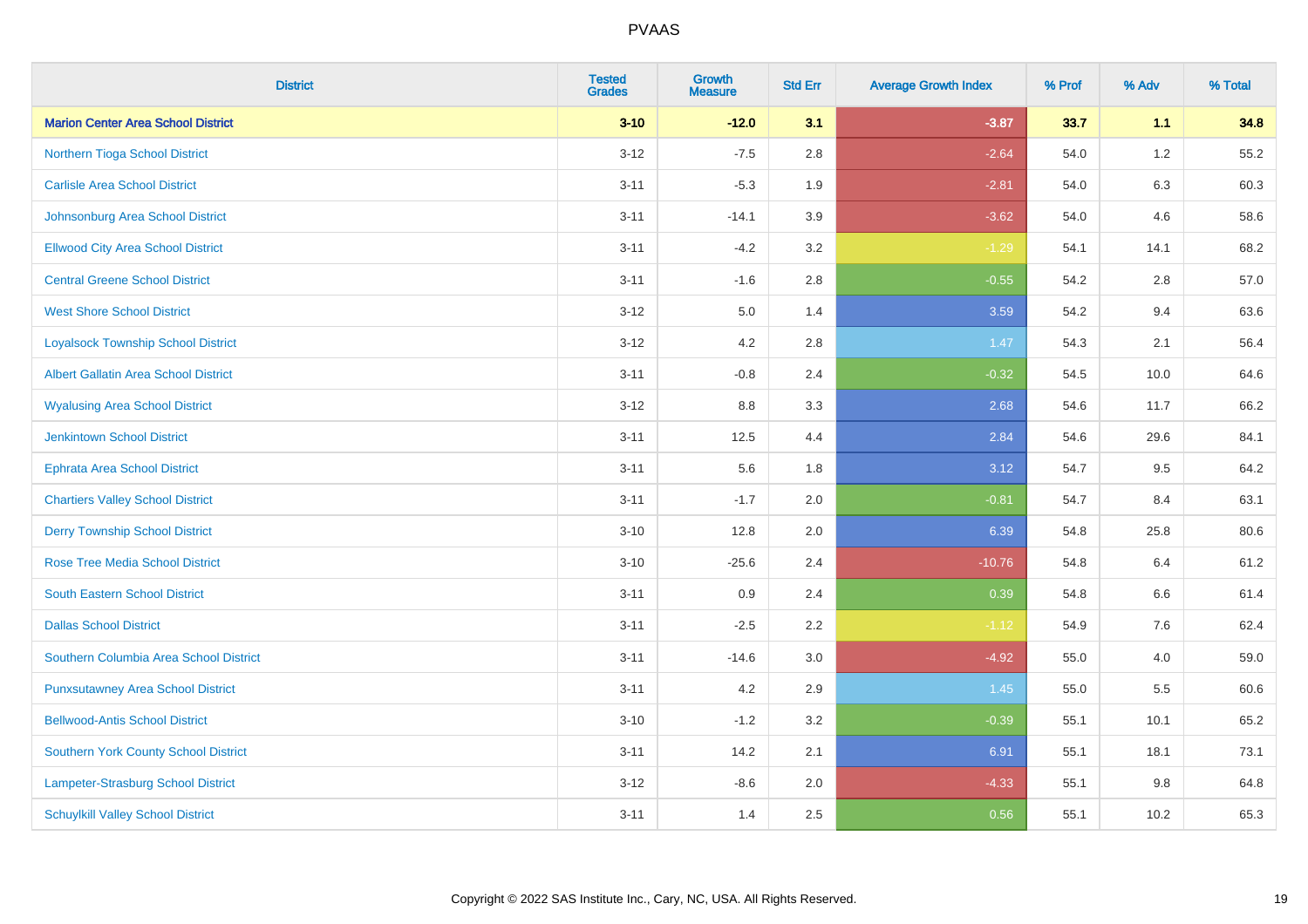# PVAAS

| District | Tested Grades | Growth Measure | Std Err | Average Growth Index | % Prof | % Adv | % Total |
|---|---|---|---|---|---|---|---|
| **Marion Center Area School District** | **3-10** | **-12.0** | **3.1** | **-3.87** | **33.7** | **1.1** | **34.8** |
| Northern Tioga School District | 3-12 | -7.5 | 2.8 | -2.64 | 54.0 | 1.2 | 55.2 |
| Carlisle Area School District | 3-11 | -5.3 | 1.9 | -2.81 | 54.0 | 6.3 | 60.3 |
| Johnsonburg Area School District | 3-11 | -14.1 | 3.9 | -3.62 | 54.0 | 4.6 | 58.6 |
| Ellwood City Area School District | 3-11 | -4.2 | 3.2 | -1.29 | 54.1 | 14.1 | 68.2 |
| Central Greene School District | 3-11 | -1.6 | 2.8 | -0.55 | 54.2 | 2.8 | 57.0 |
| West Shore School District | 3-12 | 5.0 | 1.4 | 3.59 | 54.2 | 9.4 | 63.6 |
| Loyalsock Township School District | 3-12 | 4.2 | 2.8 | 1.47 | 54.3 | 2.1 | 56.4 |
| Albert Gallatin Area School District | 3-11 | -0.8 | 2.4 | -0.32 | 54.5 | 10.0 | 64.6 |
| Wyalusing Area School District | 3-12 | 8.8 | 3.3 | 2.68 | 54.6 | 11.7 | 66.2 |
| Jenkintown School District | 3-11 | 12.5 | 4.4 | 2.84 | 54.6 | 29.6 | 84.1 |
| Ephrata Area School District | 3-11 | 5.6 | 1.8 | 3.12 | 54.7 | 9.5 | 64.2 |
| Chartiers Valley School District | 3-11 | -1.7 | 2.0 | -0.81 | 54.7 | 8.4 | 63.1 |
| Derry Township School District | 3-10 | 12.8 | 2.0 | 6.39 | 54.8 | 25.8 | 80.6 |
| Rose Tree Media School District | 3-10 | -25.6 | 2.4 | -10.76 | 54.8 | 6.4 | 61.2 |
| South Eastern School District | 3-11 | 0.9 | 2.4 | 0.39 | 54.8 | 6.6 | 61.4 |
| Dallas School District | 3-11 | -2.5 | 2.2 | -1.12 | 54.9 | 7.6 | 62.4 |
| Southern Columbia Area School District | 3-11 | -14.6 | 3.0 | -4.92 | 55.0 | 4.0 | 59.0 |
| Punxsutawney Area School District | 3-11 | 4.2 | 2.9 | 1.45 | 55.0 | 5.5 | 60.6 |
| Bellwood-Antis School District | 3-10 | -1.2 | 3.2 | -0.39 | 55.1 | 10.1 | 65.2 |
| Southern York County School District | 3-11 | 14.2 | 2.1 | 6.91 | 55.1 | 18.1 | 73.1 |
| Lampeter-Strasburg School District | 3-12 | -8.6 | 2.0 | -4.33 | 55.1 | 9.8 | 64.8 |
| Schuylkill Valley School District | 3-11 | 1.4 | 2.5 | 0.56 | 55.1 | 10.2 | 65.3 |

Copyright © 2022 SAS Institute Inc., Cary, NC, USA. All Rights Reserved.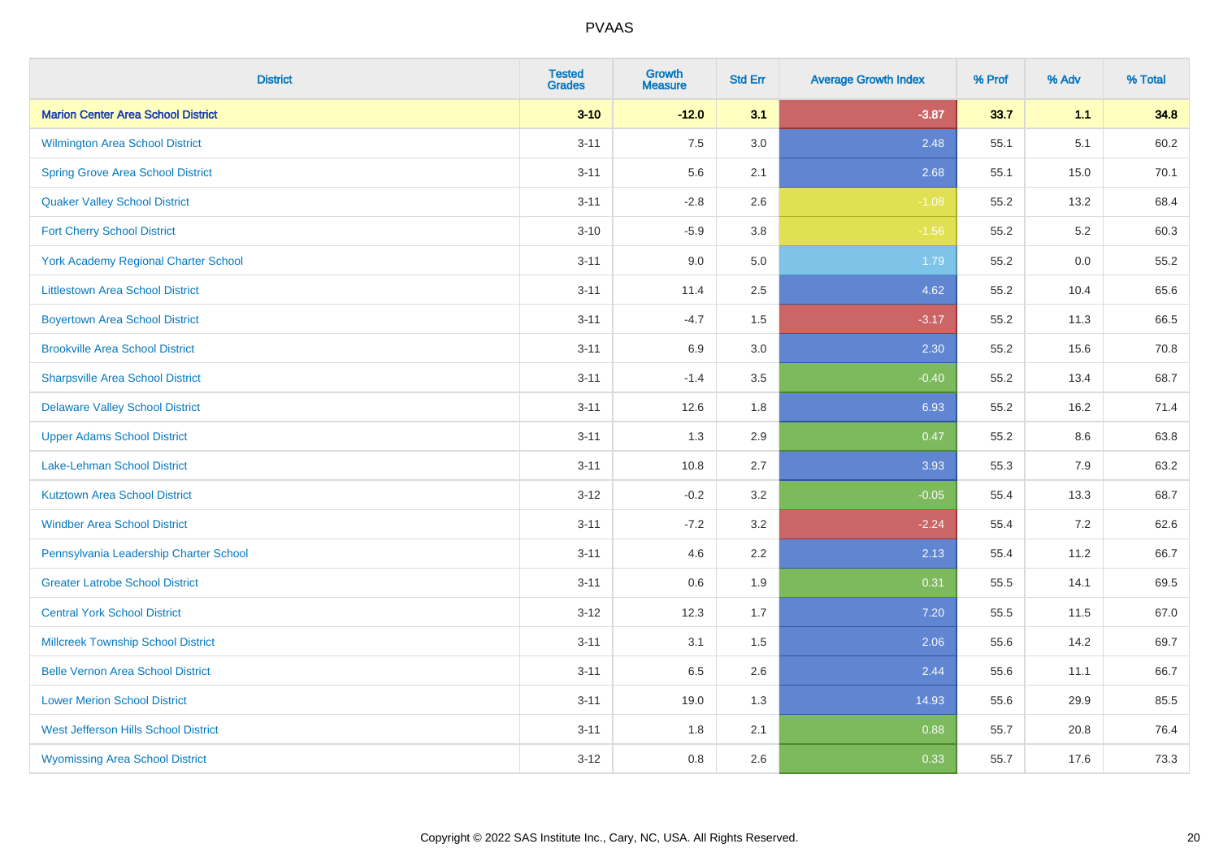# PVAAS

| District | Tested Grades | Growth Measure | Std Err | Average Growth Index | % Prof | % Adv | % Total |
|---|---|---|---|---|---|---|---|
| **Marion Center Area School District** | **3-10** | **-12.0** | **3.1** | **-3.87** | **33.7** | **1.1** | **34.8** |
| Wilmington Area School District | 3-11 | 7.5 | 3.0 | 2.48 | 55.1 | 5.1 | 60.2 |
| Spring Grove Area School District | 3-11 | 5.6 | 2.1 | 2.68 | 55.1 | 15.0 | 70.1 |
| Quaker Valley School District | 3-11 | -2.8 | 2.6 | -1.08 | 55.2 | 13.2 | 68.4 |
| Fort Cherry School District | 3-10 | -5.9 | 3.8 | -1.56 | 55.2 | 5.2 | 60.3 |
| York Academy Regional Charter School | 3-11 | 9.0 | 5.0 | 1.79 | 55.2 | 0.0 | 55.2 |
| Littlestown Area School District | 3-11 | 11.4 | 2.5 | 4.62 | 55.2 | 10.4 | 65.6 |
| Boyertown Area School District | 3-11 | -4.7 | 1.5 | -3.17 | 55.2 | 11.3 | 66.5 |
| Brookville Area School District | 3-11 | 6.9 | 3.0 | 2.30 | 55.2 | 15.6 | 70.8 |
| Sharpsville Area School District | 3-11 | -1.4 | 3.5 | -0.40 | 55.2 | 13.4 | 68.7 |
| Delaware Valley School District | 3-11 | 12.6 | 1.8 | 6.93 | 55.2 | 16.2 | 71.4 |
| Upper Adams School District | 3-11 | 1.3 | 2.9 | 0.47 | 55.2 | 8.6 | 63.8 |
| Lake-Lehman School District | 3-11 | 10.8 | 2.7 | 3.93 | 55.3 | 7.9 | 63.2 |
| Kutztown Area School District | 3-12 | -0.2 | 3.2 | -0.05 | 55.4 | 13.3 | 68.7 |
| Windber Area School District | 3-11 | -7.2 | 3.2 | -2.24 | 55.4 | 7.2 | 62.6 |
| Pennsylvania Leadership Charter School | 3-11 | 4.6 | 2.2 | 2.13 | 55.4 | 11.2 | 66.7 |
| Greater Latrobe School District | 3-11 | 0.6 | 1.9 | 0.31 | 55.5 | 14.1 | 69.5 |
| Central York School District | 3-12 | 12.3 | 1.7 | 7.20 | 55.5 | 11.5 | 67.0 |
| Millcreek Township School District | 3-11 | 3.1 | 1.5 | 2.06 | 55.6 | 14.2 | 69.7 |
| Belle Vernon Area School District | 3-11 | 6.5 | 2.6 | 2.44 | 55.6 | 11.1 | 66.7 |
| Lower Merion School District | 3-11 | 19.0 | 1.3 | 14.93 | 55.6 | 29.9 | 85.5 |
| West Jefferson Hills School District | 3-11 | 1.8 | 2.1 | 0.88 | 55.7 | 20.8 | 76.4 |
| Wyomissing Area School District | 3-12 | 0.8 | 2.6 | 0.33 | 55.7 | 17.6 | 73.3 |

Copyright © 2022 SAS Institute Inc., Cary, NC, USA. All Rights Reserved.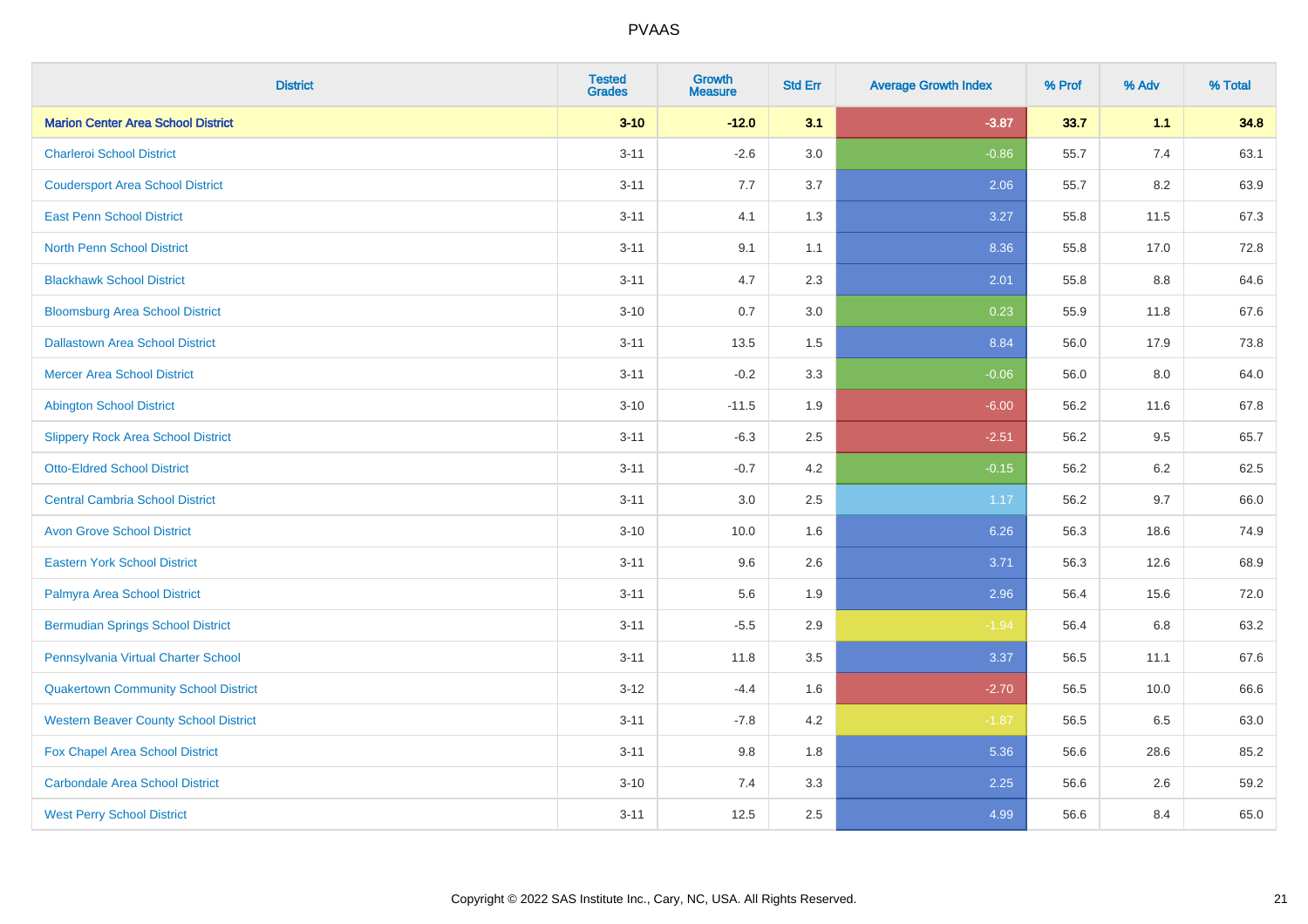# PVAAS

| District | Tested Grades | Growth Measure | Std Err | Average Growth Index | % Prof | % Adv | % Total |
|---|---|---|---|---|---|---|---|
| **Marion Center Area School District** | **3-10** | **-12.0** | **3.1** | **-3.87** | **33.7** | **1.1** | **34.8** |
| Charleroi School District | 3-11 | -2.6 | 3.0 | -0.86 | 55.7 | 7.4 | 63.1 |
| Coudersport Area School District | 3-11 | 7.7 | 3.7 | 2.06 | 55.7 | 8.2 | 63.9 |
| East Penn School District | 3-11 | 4.1 | 1.3 | 3.27 | 55.8 | 11.5 | 67.3 |
| North Penn School District | 3-11 | 9.1 | 1.1 | 8.36 | 55.8 | 17.0 | 72.8 |
| Blackhawk School District | 3-11 | 4.7 | 2.3 | 2.01 | 55.8 | 8.8 | 64.6 |
| Bloomsburg Area School District | 3-10 | 0.7 | 3.0 | 0.23 | 55.9 | 11.8 | 67.6 |
| Dallastown Area School District | 3-11 | 13.5 | 1.5 | 8.84 | 56.0 | 17.9 | 73.8 |
| Mercer Area School District | 3-11 | -0.2 | 3.3 | -0.06 | 56.0 | 8.0 | 64.0 |
| Abington School District | 3-10 | -11.5 | 1.9 | -6.00 | 56.2 | 11.6 | 67.8 |
| Slippery Rock Area School District | 3-11 | -6.3 | 2.5 | -2.51 | 56.2 | 9.5 | 65.7 |
| Otto-Eldred School District | 3-11 | -0.7 | 4.2 | -0.15 | 56.2 | 6.2 | 62.5 |
| Central Cambria School District | 3-11 | 3.0 | 2.5 | 1.17 | 56.2 | 9.7 | 66.0 |
| Avon Grove School District | 3-10 | 10.0 | 1.6 | 6.26 | 56.3 | 18.6 | 74.9 |
| Eastern York School District | 3-11 | 9.6 | 2.6 | 3.71 | 56.3 | 12.6 | 68.9 |
| Palmyra Area School District | 3-11 | 5.6 | 1.9 | 2.96 | 56.4 | 15.6 | 72.0 |
| Bermudian Springs School District | 3-11 | -5.5 | 2.9 | -1.94 | 56.4 | 6.8 | 63.2 |
| Pennsylvania Virtual Charter School | 3-11 | 11.8 | 3.5 | 3.37 | 56.5 | 11.1 | 67.6 |
| Quakertown Community School District | 3-12 | -4.4 | 1.6 | -2.70 | 56.5 | 10.0 | 66.6 |
| Western Beaver County School District | 3-11 | -7.8 | 4.2 | -1.87 | 56.5 | 6.5 | 63.0 |
| Fox Chapel Area School District | 3-11 | 9.8 | 1.8 | 5.36 | 56.6 | 28.6 | 85.2 |
| Carbondale Area School District | 3-10 | 7.4 | 3.3 | 2.25 | 56.6 | 2.6 | 59.2 |
| West Perry School District | 3-11 | 12.5 | 2.5 | 4.99 | 56.6 | 8.4 | 65.0 |

Copyright © 2022 SAS Institute Inc., Cary, NC, USA. All Rights Reserved.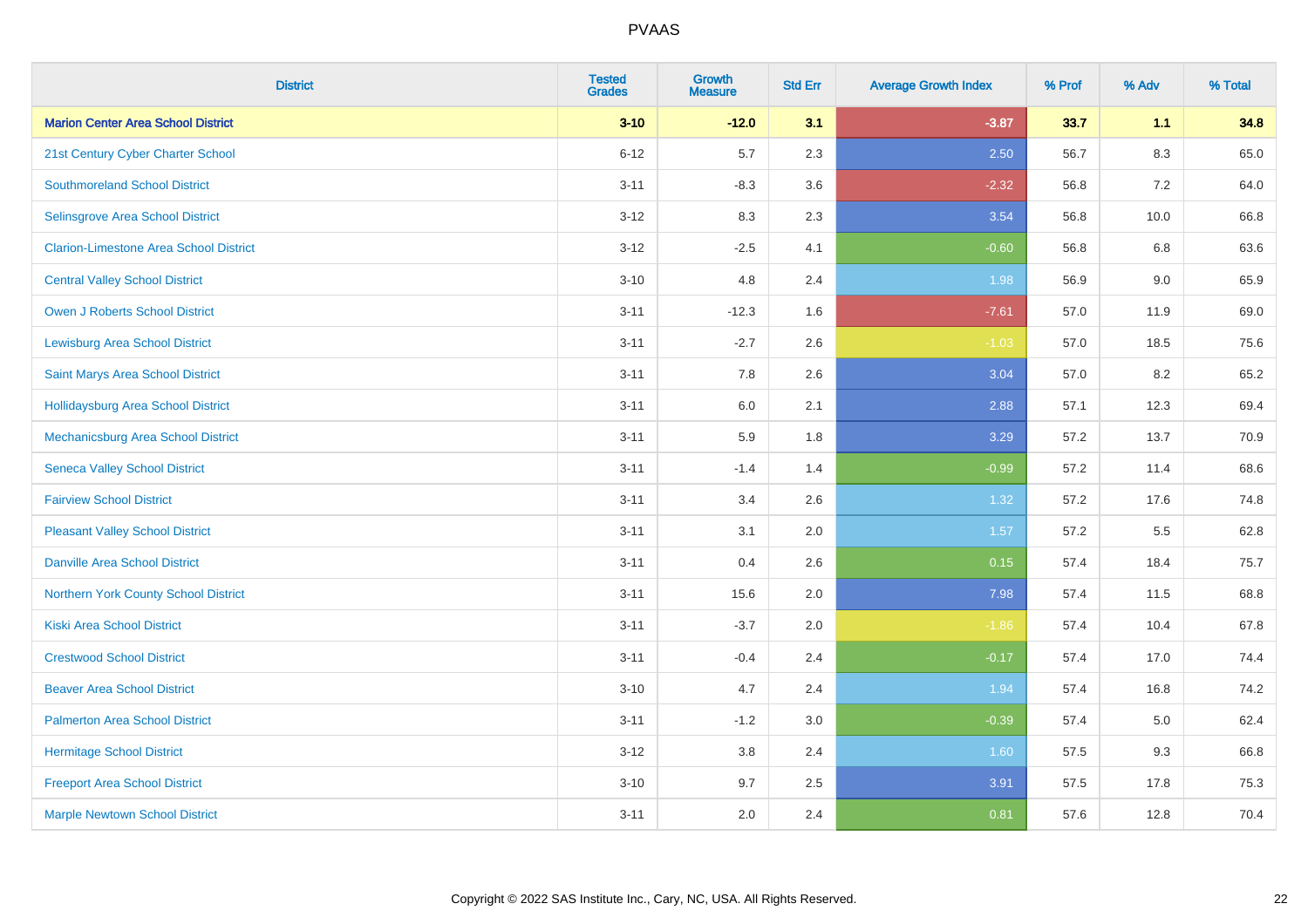| District | Tested Grades | Growth Measure | Std Err | Average Growth Index | % Prof | % Adv | % Total |
|---|---|---|---|---|---|---|---|
| **Marion Center Area School District** | **3-10** | **-12.0** | **3.1** | **-3.87** | **33.7** | **1.1** | **34.8** |
| 21st Century Cyber Charter School | 6-12 | 5.7 | 2.3 | 2.50 | 56.7 | 8.3 | 65.0 |
| Southmoreland School District | 3-11 | -8.3 | 3.6 | -2.32 | 56.8 | 7.2 | 64.0 |
| Selinsgrove Area School District | 3-12 | 8.3 | 2.3 | 3.54 | 56.8 | 10.0 | 66.8 |
| Clarion-Limestone Area School District | 3-12 | -2.5 | 4.1 | -0.60 | 56.8 | 6.8 | 63.6 |
| Central Valley School District | 3-10 | 4.8 | 2.4 | 1.98 | 56.9 | 9.0 | 65.9 |
| Owen J Roberts School District | 3-11 | -12.3 | 1.6 | -7.61 | 57.0 | 11.9 | 69.0 |
| Lewisburg Area School District | 3-11 | -2.7 | 2.6 | -1.03 | 57.0 | 18.5 | 75.6 |
| Saint Marys Area School District | 3-11 | 7.8 | 2.6 | 3.04 | 57.0 | 8.2 | 65.2 |
| Hollidaysburg Area School District | 3-11 | 6.0 | 2.1 | 2.88 | 57.1 | 12.3 | 69.4 |
| Mechanicsburg Area School District | 3-11 | 5.9 | 1.8 | 3.29 | 57.2 | 13.7 | 70.9 |
| Seneca Valley School District | 3-11 | -1.4 | 1.4 | -0.99 | 57.2 | 11.4 | 68.6 |
| Fairview School District | 3-11 | 3.4 | 2.6 | 1.32 | 57.2 | 17.6 | 74.8 |
| Pleasant Valley School District | 3-11 | 3.1 | 2.0 | 1.57 | 57.2 | 5.5 | 62.8 |
| Danville Area School District | 3-11 | 0.4 | 2.6 | 0.15 | 57.4 | 18.4 | 75.7 |
| Northern York County School District | 3-11 | 15.6 | 2.0 | 7.98 | 57.4 | 11.5 | 68.8 |
| Kiski Area School District | 3-11 | -3.7 | 2.0 | -1.86 | 57.4 | 10.4 | 67.8 |
| Crestwood School District | 3-11 | -0.4 | 2.4 | -0.17 | 57.4 | 17.0 | 74.4 |
| Beaver Area School District | 3-10 | 4.7 | 2.4 | 1.94 | 57.4 | 16.8 | 74.2 |
| Palmerton Area School District | 3-11 | -1.2 | 3.0 | -0.39 | 57.4 | 5.0 | 62.4 |
| Hermitage School District | 3-12 | 3.8 | 2.4 | 1.60 | 57.5 | 9.3 | 66.8 |
| Freeport Area School District | 3-10 | 9.7 | 2.5 | 3.91 | 57.5 | 17.8 | 75.3 |
| Marple Newtown School District | 3-11 | 2.0 | 2.4 | 0.81 | 57.6 | 12.8 | 70.4 |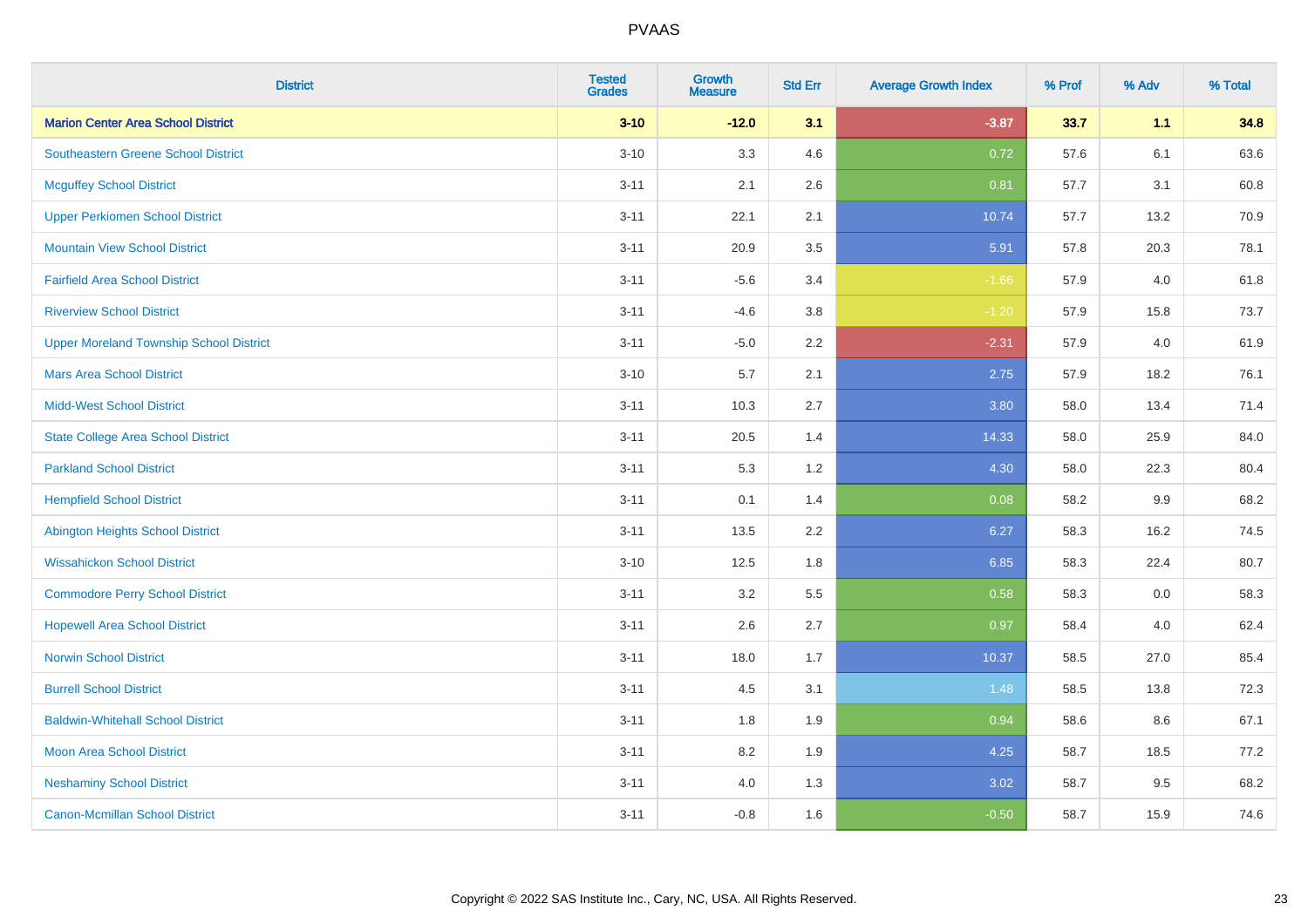# PVAAS

| District | Tested Grades | Growth Measure | Std Err | Average Growth Index | % Prof | % Adv | % Total |
|---|---|---|---|---|---|---|---|
| **Marion Center Area School District** | **3-10** | **-12.0** | **3.1** | **-3.87** | **33.7** | **1.1** | **34.8** |
| Southeastern Greene School District | 3-10 | 3.3 | 4.6 | 0.72 | 57.6 | 6.1 | 63.6 |
| Mcguffey School District | 3-11 | 2.1 | 2.6 | 0.81 | 57.7 | 3.1 | 60.8 |
| Upper Perkiomen School District | 3-11 | 22.1 | 2.1 | 10.74 | 57.7 | 13.2 | 70.9 |
| Mountain View School District | 3-11 | 20.9 | 3.5 | 5.91 | 57.8 | 20.3 | 78.1 |
| Fairfield Area School District | 3-11 | -5.6 | 3.4 | -1.66 | 57.9 | 4.0 | 61.8 |
| Riverview School District | 3-11 | -4.6 | 3.8 | -1.20 | 57.9 | 15.8 | 73.7 |
| Upper Moreland Township School District | 3-11 | -5.0 | 2.2 | -2.31 | 57.9 | 4.0 | 61.9 |
| Mars Area School District | 3-10 | 5.7 | 2.1 | 2.75 | 57.9 | 18.2 | 76.1 |
| Midd-West School District | 3-11 | 10.3 | 2.7 | 3.80 | 58.0 | 13.4 | 71.4 |
| State College Area School District | 3-11 | 20.5 | 1.4 | 14.33 | 58.0 | 25.9 | 84.0 |
| Parkland School District | 3-11 | 5.3 | 1.2 | 4.30 | 58.0 | 22.3 | 80.4 |
| Hempfield School District | 3-11 | 0.1 | 1.4 | 0.08 | 58.2 | 9.9 | 68.2 |
| Abington Heights School District | 3-11 | 13.5 | 2.2 | 6.27 | 58.3 | 16.2 | 74.5 |
| Wissahickon School District | 3-10 | 12.5 | 1.8 | 6.85 | 58.3 | 22.4 | 80.7 |
| Commodore Perry School District | 3-11 | 3.2 | 5.5 | 0.58 | 58.3 | 0.0 | 58.3 |
| Hopewell Area School District | 3-11 | 2.6 | 2.7 | 0.97 | 58.4 | 4.0 | 62.4 |
| Norwin School District | 3-11 | 18.0 | 1.7 | 10.37 | 58.5 | 27.0 | 85.4 |
| Burrell School District | 3-11 | 4.5 | 3.1 | 1.48 | 58.5 | 13.8 | 72.3 |
| Baldwin-Whitehall School District | 3-11 | 1.8 | 1.9 | 0.94 | 58.6 | 8.6 | 67.1 |
| Moon Area School District | 3-11 | 8.2 | 1.9 | 4.25 | 58.7 | 18.5 | 77.2 |
| Neshaminy School District | 3-11 | 4.0 | 1.3 | 3.02 | 58.7 | 9.5 | 68.2 |
| Canon-Mcmillan School District | 3-11 | -0.8 | 1.6 | -0.50 | 58.7 | 15.9 | 74.6 |

Copyright © 2022 SAS Institute Inc., Cary, NC, USA. All Rights Reserved.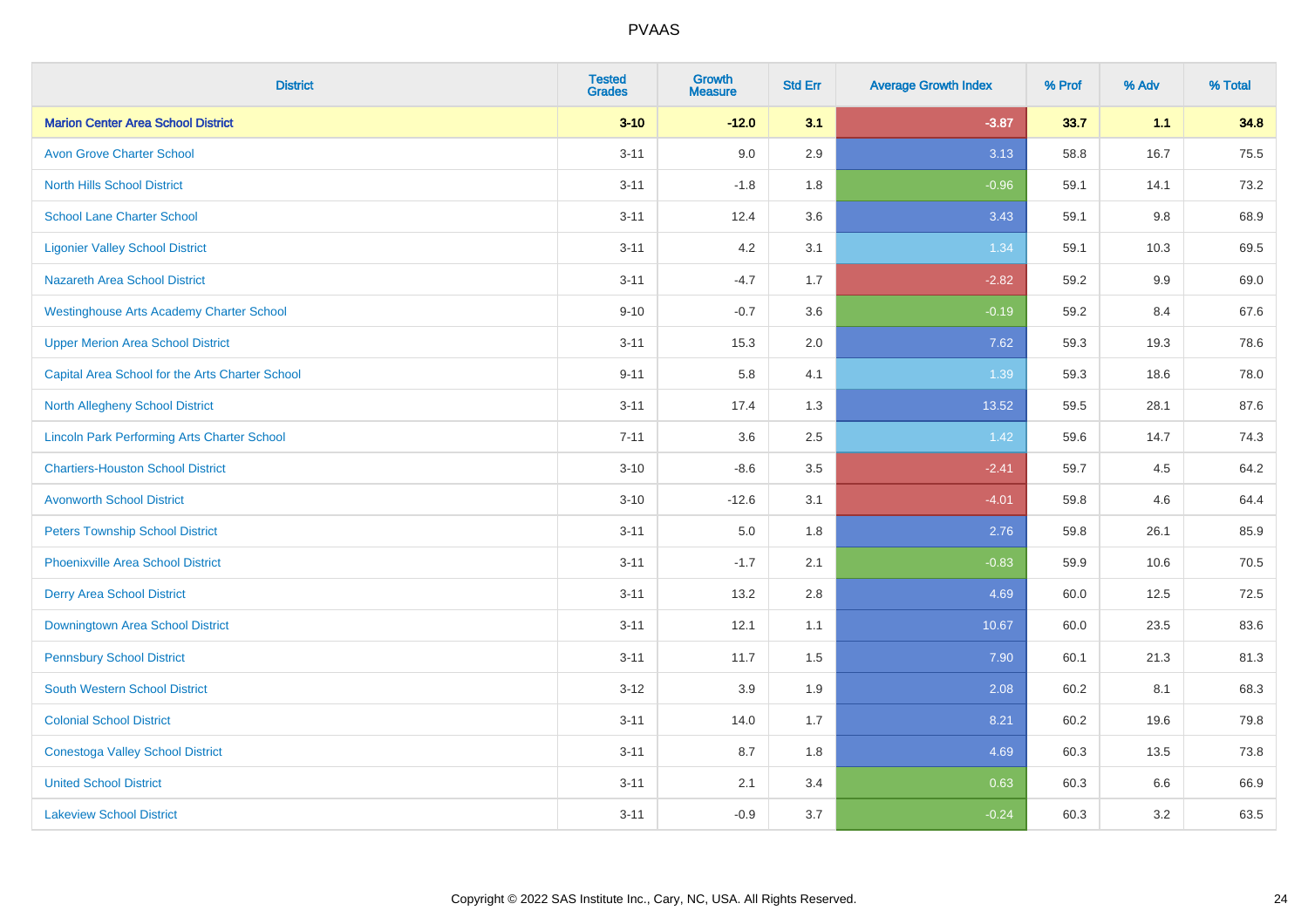| District | Tested Grades | Growth Measure | Std Err | Average Growth Index | % Prof | % Adv | % Total |
|---|---|---|---|---|---|---|---|
| **Marion Center Area School District** | **3-10** | **-12.0** | **3.1** | **-3.87** | **33.7** | **1.1** | **34.8** |
| Avon Grove Charter School | 3-11 | 9.0 | 2.9 | 3.13 | 58.8 | 16.7 | 75.5 |
| North Hills School District | 3-11 | -1.8 | 1.8 | -0.96 | 59.1 | 14.1 | 73.2 |
| School Lane Charter School | 3-11 | 12.4 | 3.6 | 3.43 | 59.1 | 9.8 | 68.9 |
| Ligonier Valley School District | 3-11 | 4.2 | 3.1 | 1.34 | 59.1 | 10.3 | 69.5 |
| Nazareth Area School District | 3-11 | -4.7 | 1.7 | -2.82 | 59.2 | 9.9 | 69.0 |
| Westinghouse Arts Academy Charter School | 9-10 | -0.7 | 3.6 | -0.19 | 59.2 | 8.4 | 67.6 |
| Upper Merion Area School District | 3-11 | 15.3 | 2.0 | 7.62 | 59.3 | 19.3 | 78.6 |
| Capital Area School for the Arts Charter School | 9-11 | 5.8 | 4.1 | 1.39 | 59.3 | 18.6 | 78.0 |
| North Allegheny School District | 3-11 | 17.4 | 1.3 | 13.52 | 59.5 | 28.1 | 87.6 |
| Lincoln Park Performing Arts Charter School | 7-11 | 3.6 | 2.5 | 1.42 | 59.6 | 14.7 | 74.3 |
| Chartiers-Houston School District | 3-10 | -8.6 | 3.5 | -2.41 | 59.7 | 4.5 | 64.2 |
| Avonworth School District | 3-10 | -12.6 | 3.1 | -4.01 | 59.8 | 4.6 | 64.4 |
| Peters Township School District | 3-11 | 5.0 | 1.8 | 2.76 | 59.8 | 26.1 | 85.9 |
| Phoenixville Area School District | 3-11 | -1.7 | 2.1 | -0.83 | 59.9 | 10.6 | 70.5 |
| Derry Area School District | 3-11 | 13.2 | 2.8 | 4.69 | 60.0 | 12.5 | 72.5 |
| Downingtown Area School District | 3-11 | 12.1 | 1.1 | 10.67 | 60.0 | 23.5 | 83.6 |
| Pennsbury School District | 3-11 | 11.7 | 1.5 | 7.90 | 60.1 | 21.3 | 81.3 |
| South Western School District | 3-12 | 3.9 | 1.9 | 2.08 | 60.2 | 8.1 | 68.3 |
| Colonial School District | 3-11 | 14.0 | 1.7 | 8.21 | 60.2 | 19.6 | 79.8 |
| Conestoga Valley School District | 3-11 | 8.7 | 1.8 | 4.69 | 60.3 | 13.5 | 73.8 |
| United School District | 3-11 | 2.1 | 3.4 | 0.63 | 60.3 | 6.6 | 66.9 |
| Lakeview School District | 3-11 | -0.9 | 3.7 | -0.24 | 60.3 | 3.2 | 63.5 |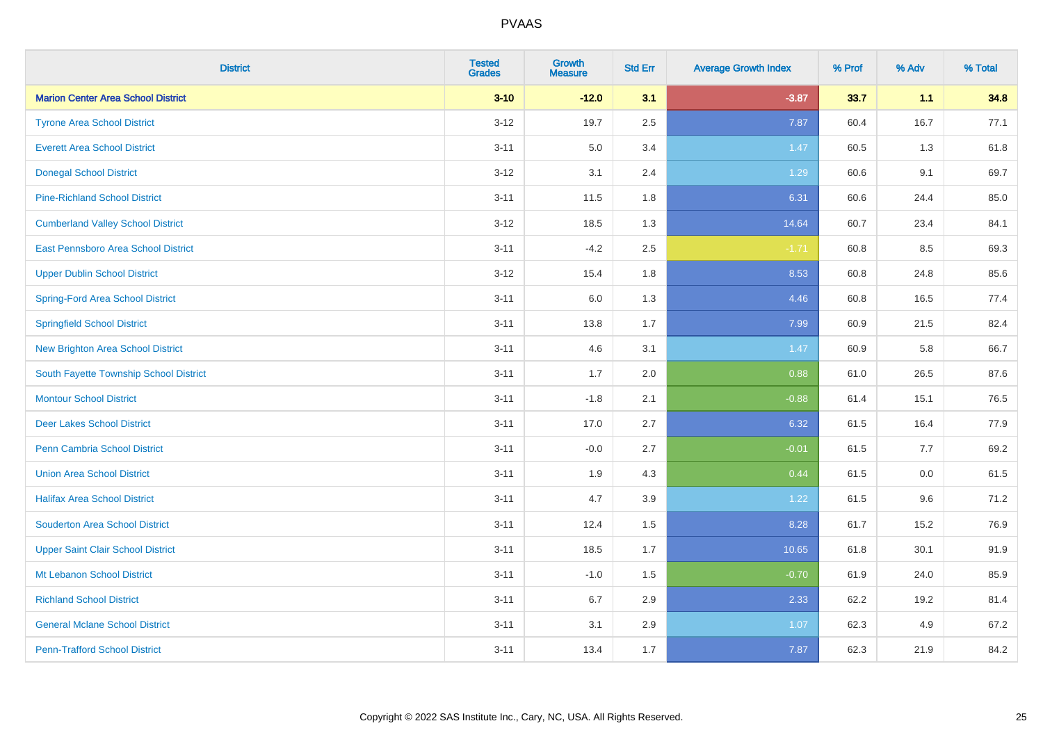| District | Tested Grades | Growth Measure | Std Err | Average Growth Index | % Prof | % Adv | % Total |
|---|---|---|---|---|---|---|---|
| **Marion Center Area School District** | **3-10** | **-12.0** | **3.1** | **-3.87** | **33.7** | **1.1** | **34.8** |
| Tyrone Area School District | 3-12 | 19.7 | 2.5 | 7.87 | 60.4 | 16.7 | 77.1 |
| Everett Area School District | 3-11 | 5.0 | 3.4 | 1.47 | 60.5 | 1.3 | 61.8 |
| Donegal School District | 3-12 | 3.1 | 2.4 | 1.29 | 60.6 | 9.1 | 69.7 |
| Pine-Richland School District | 3-11 | 11.5 | 1.8 | 6.31 | 60.6 | 24.4 | 85.0 |
| Cumberland Valley School District | 3-12 | 18.5 | 1.3 | 14.64 | 60.7 | 23.4 | 84.1 |
| East Pennsboro Area School District | 3-11 | -4.2 | 2.5 | -1.71 | 60.8 | 8.5 | 69.3 |
| Upper Dublin School District | 3-12 | 15.4 | 1.8 | 8.53 | 60.8 | 24.8 | 85.6 |
| Spring-Ford Area School District | 3-11 | 6.0 | 1.3 | 4.46 | 60.8 | 16.5 | 77.4 |
| Springfield School District | 3-11 | 13.8 | 1.7 | 7.99 | 60.9 | 21.5 | 82.4 |
| New Brighton Area School District | 3-11 | 4.6 | 3.1 | 1.47 | 60.9 | 5.8 | 66.7 |
| South Fayette Township School District | 3-11 | 1.7 | 2.0 | 0.88 | 61.0 | 26.5 | 87.6 |
| Montour School District | 3-11 | -1.8 | 2.1 | -0.88 | 61.4 | 15.1 | 76.5 |
| Deer Lakes School District | 3-11 | 17.0 | 2.7 | 6.32 | 61.5 | 16.4 | 77.9 |
| Penn Cambria School District | 3-11 | -0.0 | 2.7 | -0.01 | 61.5 | 7.7 | 69.2 |
| Union Area School District | 3-11 | 1.9 | 4.3 | 0.44 | 61.5 | 0.0 | 61.5 |
| Halifax Area School District | 3-11 | 4.7 | 3.9 | 1.22 | 61.5 | 9.6 | 71.2 |
| Souderton Area School District | 3-11 | 12.4 | 1.5 | 8.28 | 61.7 | 15.2 | 76.9 |
| Upper Saint Clair School District | 3-11 | 18.5 | 1.7 | 10.65 | 61.8 | 30.1 | 91.9 |
| Mt Lebanon School District | 3-11 | -1.0 | 1.5 | -0.70 | 61.9 | 24.0 | 85.9 |
| Richland School District | 3-11 | 6.7 | 2.9 | 2.33 | 62.2 | 19.2 | 81.4 |
| General Mclane School District | 3-11 | 3.1 | 2.9 | 1.07 | 62.3 | 4.9 | 67.2 |
| Penn-Trafford School District | 3-11 | 13.4 | 1.7 | 7.87 | 62.3 | 21.9 | 84.2 |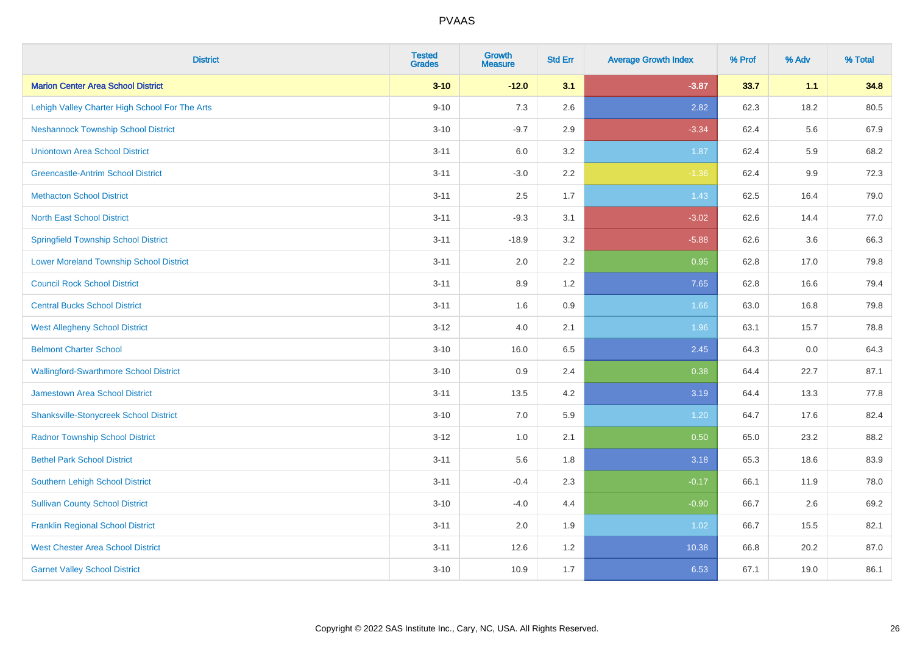PVAAS

| District | Tested Grades | Growth Measure | Std Err | Average Growth Index | % Prof | % Adv | % Total |
|---|---|---|---|---|---|---|---|
| **Marion Center Area School District** | **3-10** | **-12.0** | **3.1** | **-3.87** | **33.7** | **1.1** | **34.8** |
| Lehigh Valley Charter High School For The Arts | 9-10 | 7.3 | 2.6 | 2.82 | 62.3 | 18.2 | 80.5 |
| Neshannock Township School District | 3-10 | -9.7 | 2.9 | -3.34 | 62.4 | 5.6 | 67.9 |
| Uniontown Area School District | 3-11 | 6.0 | 3.2 | 1.87 | 62.4 | 5.9 | 68.2 |
| Greencastle-Antrim School District | 3-11 | -3.0 | 2.2 | -1.36 | 62.4 | 9.9 | 72.3 |
| Methacton School District | 3-11 | 2.5 | 1.7 | 1.43 | 62.5 | 16.4 | 79.0 |
| North East School District | 3-11 | -9.3 | 3.1 | -3.02 | 62.6 | 14.4 | 77.0 |
| Springfield Township School District | 3-11 | -18.9 | 3.2 | -5.88 | 62.6 | 3.6 | 66.3 |
| Lower Moreland Township School District | 3-11 | 2.0 | 2.2 | 0.95 | 62.8 | 17.0 | 79.8 |
| Council Rock School District | 3-11 | 8.9 | 1.2 | 7.65 | 62.8 | 16.6 | 79.4 |
| Central Bucks School District | 3-11 | 1.6 | 0.9 | 1.66 | 63.0 | 16.8 | 79.8 |
| West Allegheny School District | 3-12 | 4.0 | 2.1 | 1.96 | 63.1 | 15.7 | 78.8 |
| Belmont Charter School | 3-10 | 16.0 | 6.5 | 2.45 | 64.3 | 0.0 | 64.3 |
| Wallingford-Swarthmore School District | 3-10 | 0.9 | 2.4 | 0.38 | 64.4 | 22.7 | 87.1 |
| Jamestown Area School District | 3-11 | 13.5 | 4.2 | 3.19 | 64.4 | 13.3 | 77.8 |
| Shanksville-Stonycreek School District | 3-10 | 7.0 | 5.9 | 1.20 | 64.7 | 17.6 | 82.4 |
| Radnor Township School District | 3-12 | 1.0 | 2.1 | 0.50 | 65.0 | 23.2 | 88.2 |
| Bethel Park School District | 3-11 | 5.6 | 1.8 | 3.18 | 65.3 | 18.6 | 83.9 |
| Southern Lehigh School District | 3-11 | -0.4 | 2.3 | -0.17 | 66.1 | 11.9 | 78.0 |
| Sullivan County School District | 3-10 | -4.0 | 4.4 | -0.90 | 66.7 | 2.6 | 69.2 |
| Franklin Regional School District | 3-11 | 2.0 | 1.9 | 1.02 | 66.7 | 15.5 | 82.1 |
| West Chester Area School District | 3-11 | 12.6 | 1.2 | 10.38 | 66.8 | 20.2 | 87.0 |
| Garnet Valley School District | 3-10 | 10.9 | 1.7 | 6.53 | 67.1 | 19.0 | 86.1 |

Copyright © 2022 SAS Institute Inc., Cary, NC, USA. All Rights Reserved.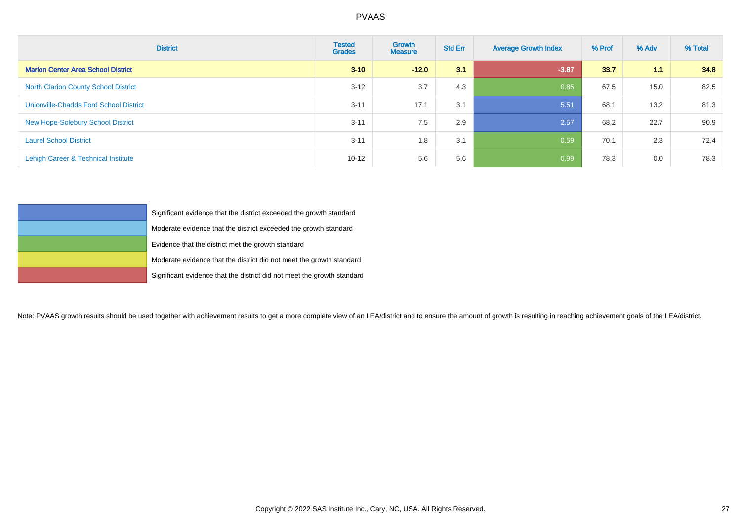PVAAS

| District | Tested Grades | Growth Measure | Std Err | Average Growth Index | % Prof | % Adv | % Total |
|---|---|---|---|---|---|---|---|
| **Marion Center Area School District** | **3-10** | **-12.0** | **3.1** | **-3.87** | **33.7** | **1.1** | **34.8** |
| North Clarion County School District | 3-12 | 3.7 | 4.3 | 0.85 | 67.5 | 15.0 | 82.5 |
| Unionville-Chadds Ford School District | 3-11 | 17.1 | 3.1 | 5.51 | 68.1 | 13.2 | 81.3 |
| New Hope-Solebury School District | 3-11 | 7.5 | 2.9 | 2.57 | 68.2 | 22.7 | 90.9 |
| Laurel School District | 3-11 | 1.8 | 3.1 | 0.59 | 70.1 | 2.3 | 72.4 |
| Lehigh Career & Technical Institute | 10-12 | 5.6 | 5.6 | 0.99 | 78.3 | 0.0 | 78.3 |

- Significant evidence that the district exceeded the growth standard
- Moderate evidence that the district exceeded the growth standard
- Evidence that the district met the growth standard
- Moderate evidence that the district did not meet the growth standard
- Significant evidence that the district did not meet the growth standard

Note: PVAAS growth results should be used together with achievement results to get a more complete view of an LEA/district and to ensure the amount of growth is resulting in reaching achievement goals of the LEA/district.

Copyright © 2022 SAS Institute Inc., Cary, NC, USA. All Rights Reserved.